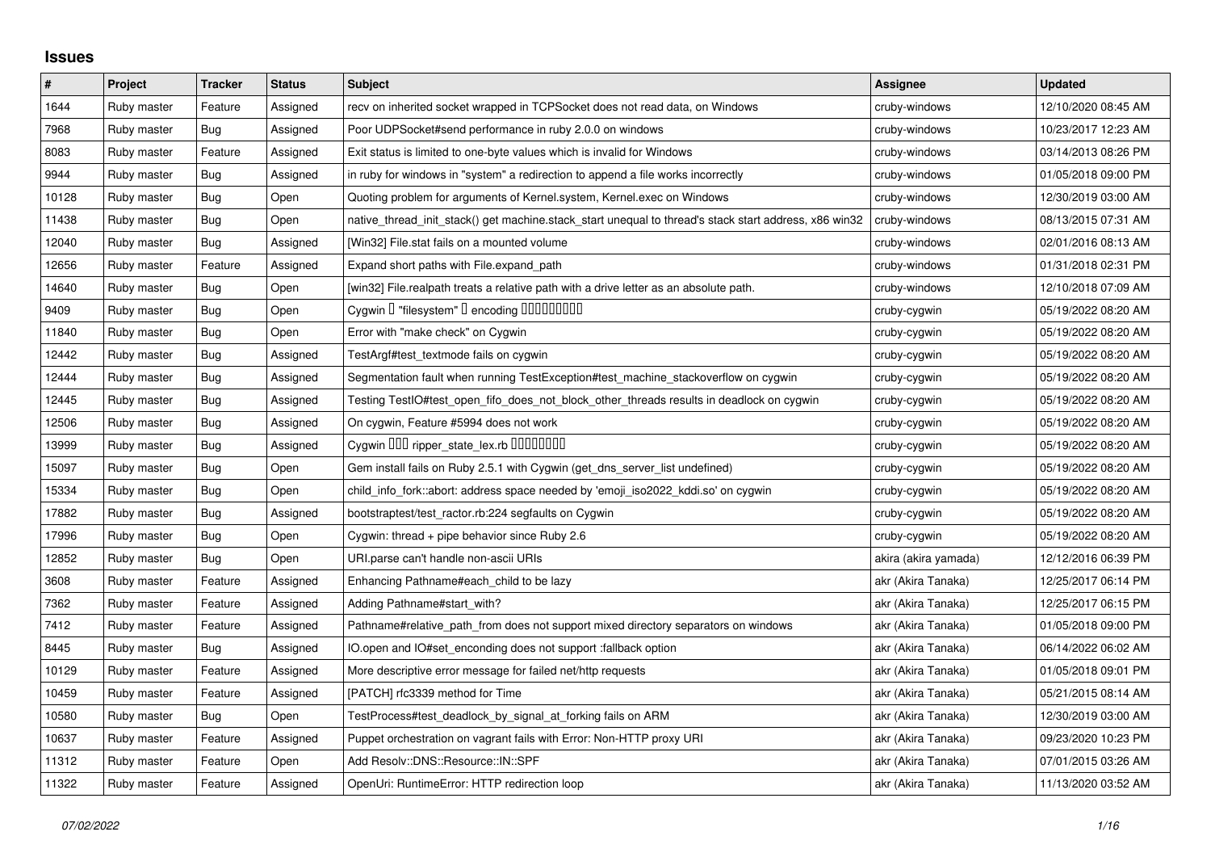# Issues

| # | Project | Tracker | Status | Subject | Assignee | Updated |
|---|---|---|---|---|---|---|
| 1644 | Ruby master | Feature | Assigned | recv on inherited socket wrapped in TCPSocket does not read data, on Windows | cruby-windows | 12/10/2020 08:45 AM |
| 7968 | Ruby master | Bug | Assigned | Poor UDPSocket#send performance in ruby 2.0.0 on windows | cruby-windows | 10/23/2017 12:23 AM |
| 8083 | Ruby master | Feature | Assigned | Exit status is limited to one-byte values which is invalid for Windows | cruby-windows | 03/14/2013 08:26 PM |
| 9944 | Ruby master | Bug | Assigned | in ruby for windows in "system" a redirection to append a file works incorrectly | cruby-windows | 01/05/2018 09:00 PM |
| 10128 | Ruby master | Bug | Open | Quoting problem for arguments of Kernel.system, Kernel.exec on Windows | cruby-windows | 12/30/2019 03:00 AM |
| 11438 | Ruby master | Bug | Open | native_thread_init_stack() get machine.stack_start unequal to thread's stack start address, x86 win32 | cruby-windows | 08/13/2015 07:31 AM |
| 12040 | Ruby master | Bug | Assigned | [Win32] File.stat fails on a mounted volume | cruby-windows | 02/01/2016 08:13 AM |
| 12656 | Ruby master | Feature | Assigned | Expand short paths with File.expand_path | cruby-windows | 01/31/2018 02:31 PM |
| 14640 | Ruby master | Bug | Open | [win32] File.realpath treats a relative path with a drive letter as an absolute path. | cruby-windows | 12/10/2018 07:09 AM |
| 9409 | Ruby master | Bug | Open | Cygwin □ "filesystem" □ encoding □□□□□□□□□ | cruby-cygwin | 05/19/2022 08:20 AM |
| 11840 | Ruby master | Bug | Open | Error with "make check" on Cygwin | cruby-cygwin | 05/19/2022 08:20 AM |
| 12442 | Ruby master | Bug | Assigned | TestArgf#test_textmode fails on cygwin | cruby-cygwin | 05/19/2022 08:20 AM |
| 12444 | Ruby master | Bug | Assigned | Segmentation fault when running TestException#test_machine_stackoverflow on cygwin | cruby-cygwin | 05/19/2022 08:20 AM |
| 12445 | Ruby master | Bug | Assigned | Testing TestIO#test_open_fifo_does_not_block_other_threads results in deadlock on cygwin | cruby-cygwin | 05/19/2022 08:20 AM |
| 12506 | Ruby master | Bug | Assigned | On cygwin, Feature #5994 does not work | cruby-cygwin | 05/19/2022 08:20 AM |
| 13999 | Ruby master | Bug | Assigned | Cygwin □□□ ripper_state_lex.rb □□□□□□□□ | cruby-cygwin | 05/19/2022 08:20 AM |
| 15097 | Ruby master | Bug | Open | Gem install fails on Ruby 2.5.1 with Cygwin (get_dns_server_list undefined) | cruby-cygwin | 05/19/2022 08:20 AM |
| 15334 | Ruby master | Bug | Open | child_info_fork::abort: address space needed by 'emoji_iso2022_kddi.so' on cygwin | cruby-cygwin | 05/19/2022 08:20 AM |
| 17882 | Ruby master | Bug | Assigned | bootstraptest/test_ractor.rb:224 segfaults on Cygwin | cruby-cygwin | 05/19/2022 08:20 AM |
| 17996 | Ruby master | Bug | Open | Cygwin: thread + pipe behavior since Ruby 2.6 | cruby-cygwin | 05/19/2022 08:20 AM |
| 12852 | Ruby master | Bug | Open | URI.parse can't handle non-ascii URIs | akira (akira yamada) | 12/12/2016 06:39 PM |
| 3608 | Ruby master | Feature | Assigned | Enhancing Pathname#each_child to be lazy | akr (Akira Tanaka) | 12/25/2017 06:14 PM |
| 7362 | Ruby master | Feature | Assigned | Adding Pathname#start_with? | akr (Akira Tanaka) | 12/25/2017 06:15 PM |
| 7412 | Ruby master | Feature | Assigned | Pathname#relative_path_from does not support mixed directory separators on windows | akr (Akira Tanaka) | 01/05/2018 09:00 PM |
| 8445 | Ruby master | Bug | Assigned | IO.open and IO#set_enconding does not support :fallback option | akr (Akira Tanaka) | 06/14/2022 06:02 AM |
| 10129 | Ruby master | Feature | Assigned | More descriptive error message for failed net/http requests | akr (Akira Tanaka) | 01/05/2018 09:01 PM |
| 10459 | Ruby master | Feature | Assigned | [PATCH] rfc3339 method for Time | akr (Akira Tanaka) | 05/21/2015 08:14 AM |
| 10580 | Ruby master | Bug | Open | TestProcess#test_deadlock_by_signal_at_forking fails on ARM | akr (Akira Tanaka) | 12/30/2019 03:00 AM |
| 10637 | Ruby master | Feature | Assigned | Puppet orchestration on vagrant fails with Error: Non-HTTP proxy URI | akr (Akira Tanaka) | 09/23/2020 10:23 PM |
| 11312 | Ruby master | Feature | Open | Add Resolv::DNS::Resource::IN::SPF | akr (Akira Tanaka) | 07/01/2015 03:26 AM |
| 11322 | Ruby master | Feature | Assigned | OpenUri: RuntimeError: HTTP redirection loop | akr (Akira Tanaka) | 11/13/2020 03:52 AM |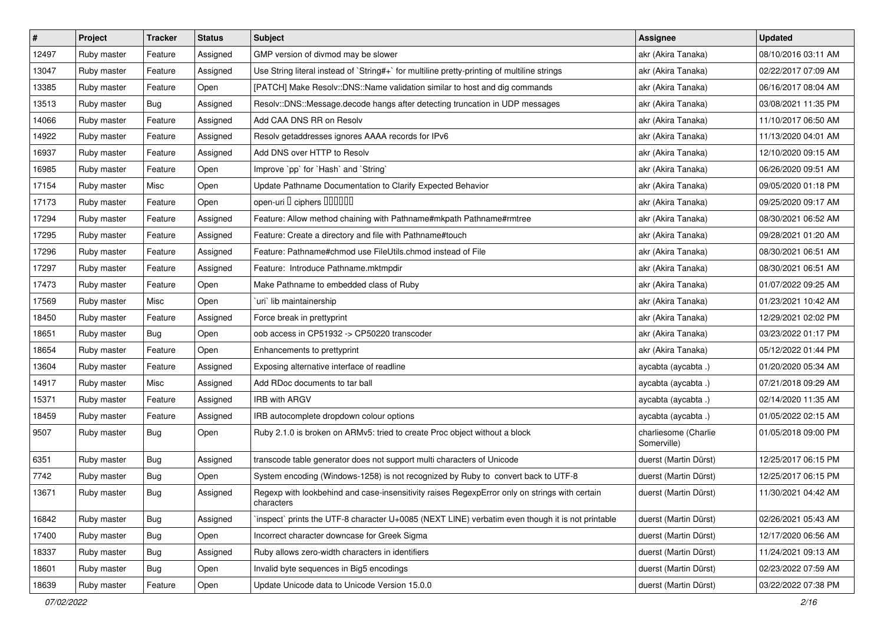| # | Project | Tracker | Status | Subject | Assignee | Updated |
|---|---|---|---|---|---|---|
| 12497 | Ruby master | Feature | Assigned | GMP version of divmod may be slower | akr (Akira Tanaka) | 08/10/2016 03:11 AM |
| 13047 | Ruby master | Feature | Assigned | Use String literal instead of `String#+` for multiline pretty-printing of multiline strings | akr (Akira Tanaka) | 02/22/2017 07:09 AM |
| 13385 | Ruby master | Feature | Open | [PATCH] Make Resolv::DNS::Name validation similar to host and dig commands | akr (Akira Tanaka) | 06/16/2017 08:04 AM |
| 13513 | Ruby master | Bug | Assigned | Resolv::DNS::Message.decode hangs after detecting truncation in UDP messages | akr (Akira Tanaka) | 03/08/2021 11:35 PM |
| 14066 | Ruby master | Feature | Assigned | Add CAA DNS RR on Resolv | akr (Akira Tanaka) | 11/10/2017 06:50 AM |
| 14922 | Ruby master | Feature | Assigned | Resolv getaddresses ignores AAAA records for IPv6 | akr (Akira Tanaka) | 11/13/2020 04:01 AM |
| 16937 | Ruby master | Feature | Assigned | Add DNS over HTTP to Resolv | akr (Akira Tanaka) | 12/10/2020 09:15 AM |
| 16985 | Ruby master | Feature | Open | Improve `pp` for `Hash` and `String` | akr (Akira Tanaka) | 06/26/2020 09:51 AM |
| 17154 | Ruby master | Misc | Open | Update Pathname Documentation to Clarify Expected Behavior | akr (Akira Tanaka) | 09/05/2020 01:18 PM |
| 17173 | Ruby master | Feature | Open | open-uri 🀆 ciphers 🀆🀆🀆🀆🀆🀆 | akr (Akira Tanaka) | 09/25/2020 09:17 AM |
| 17294 | Ruby master | Feature | Assigned | Feature: Allow method chaining with Pathname#mkpath Pathname#rmtree | akr (Akira Tanaka) | 08/30/2021 06:52 AM |
| 17295 | Ruby master | Feature | Assigned | Feature: Create a directory and file with Pathname#touch | akr (Akira Tanaka) | 09/28/2021 01:20 AM |
| 17296 | Ruby master | Feature | Assigned | Feature: Pathname#chmod use FileUtils.chmod instead of File | akr (Akira Tanaka) | 08/30/2021 06:51 AM |
| 17297 | Ruby master | Feature | Assigned | Feature: Introduce Pathname.mktmpdir | akr (Akira Tanaka) | 08/30/2021 06:51 AM |
| 17473 | Ruby master | Feature | Open | Make Pathname to embedded class of Ruby | akr (Akira Tanaka) | 01/07/2022 09:25 AM |
| 17569 | Ruby master | Misc | Open | `uri` lib maintainership | akr (Akira Tanaka) | 01/23/2021 10:42 AM |
| 18450 | Ruby master | Feature | Assigned | Force break in prettyprint | akr (Akira Tanaka) | 12/29/2021 02:02 PM |
| 18651 | Ruby master | Bug | Open | oob access in CP51932 -> CP50220 transcoder | akr (Akira Tanaka) | 03/23/2022 01:17 PM |
| 18654 | Ruby master | Feature | Open | Enhancements to prettyprint | akr (Akira Tanaka) | 05/12/2022 01:44 PM |
| 13604 | Ruby master | Feature | Assigned | Exposing alternative interface of readline | aycabta (aycabta .) | 01/20/2020 05:34 AM |
| 14917 | Ruby master | Misc | Assigned | Add RDoc documents to tar ball | aycabta (aycabta .) | 07/21/2018 09:29 AM |
| 15371 | Ruby master | Feature | Assigned | IRB with ARGV | aycabta (aycabta .) | 02/14/2020 11:35 AM |
| 18459 | Ruby master | Feature | Assigned | IRB autocomplete dropdown colour options | aycabta (aycabta .) | 01/05/2022 02:15 AM |
| 9507 | Ruby master | Bug | Open | Ruby 2.1.0 is broken on ARMv5: tried to create Proc object without a block | charliesome (Charlie Somerville) | 01/05/2018 09:00 PM |
| 6351 | Ruby master | Bug | Assigned | transcode table generator does not support multi characters of Unicode | duerst (Martin Dürst) | 12/25/2017 06:15 PM |
| 7742 | Ruby master | Bug | Open | System encoding (Windows-1258) is not recognized by Ruby to convert back to UTF-8 | duerst (Martin Dürst) | 12/25/2017 06:15 PM |
| 13671 | Ruby master | Bug | Assigned | Regexp with lookbehind and case-insensitivity raises RegexpError only on strings with certain characters | duerst (Martin Dürst) | 11/30/2021 04:42 AM |
| 16842 | Ruby master | Bug | Assigned | `inspect` prints the UTF-8 character U+0085 (NEXT LINE) verbatim even though it is not printable | duerst (Martin Dürst) | 02/26/2021 05:43 AM |
| 17400 | Ruby master | Bug | Open | Incorrect character downcase for Greek Sigma | duerst (Martin Dürst) | 12/17/2020 06:56 AM |
| 18337 | Ruby master | Bug | Assigned | Ruby allows zero-width characters in identifiers | duerst (Martin Dürst) | 11/24/2021 09:13 AM |
| 18601 | Ruby master | Bug | Open | Invalid byte sequences in Big5 encodings | duerst (Martin Dürst) | 02/23/2022 07:59 AM |
| 18639 | Ruby master | Feature | Open | Update Unicode data to Unicode Version 15.0.0 | duerst (Martin Dürst) | 03/22/2022 07:38 PM |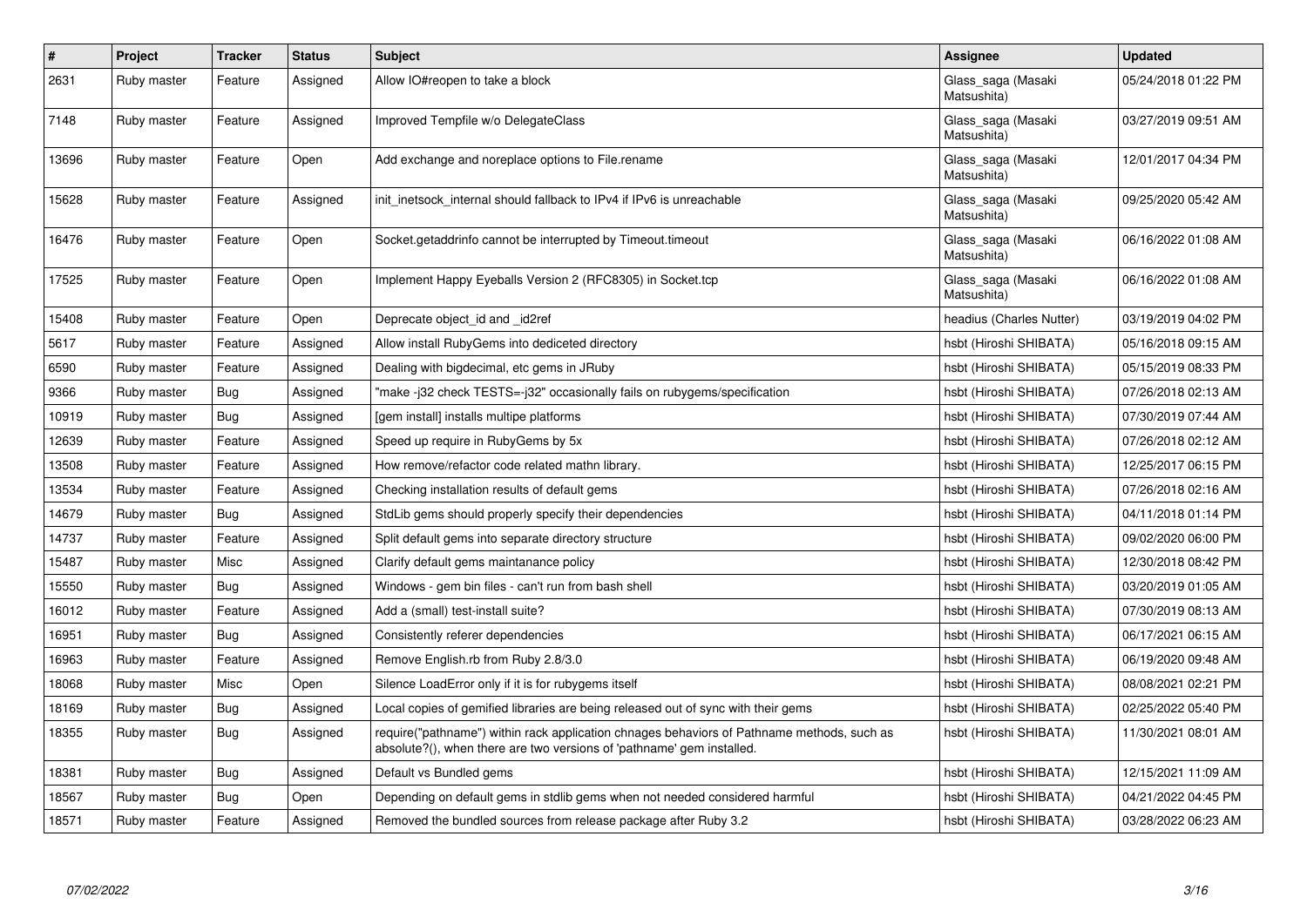| # | Project | Tracker | Status | Subject | Assignee | Updated |
|---|---|---|---|---|---|---|
| 2631 | Ruby master | Feature | Assigned | Allow IO#reopen to take a block | Glass_saga (Masaki Matsushita) | 05/24/2018 01:22 PM |
| 7148 | Ruby master | Feature | Assigned | Improved Tempfile w/o DelegateClass | Glass_saga (Masaki Matsushita) | 03/27/2019 09:51 AM |
| 13696 | Ruby master | Feature | Open | Add exchange and noreplace options to File.rename | Glass_saga (Masaki Matsushita) | 12/01/2017 04:34 PM |
| 15628 | Ruby master | Feature | Assigned | init_inetsock_internal should fallback to IPv4 if IPv6 is unreachable | Glass_saga (Masaki Matsushita) | 09/25/2020 05:42 AM |
| 16476 | Ruby master | Feature | Open | Socket.getaddrinfo cannot be interrupted by Timeout.timeout | Glass_saga (Masaki Matsushita) | 06/16/2022 01:08 AM |
| 17525 | Ruby master | Feature | Open | Implement Happy Eyeballs Version 2 (RFC8305) in Socket.tcp | Glass_saga (Masaki Matsushita) | 06/16/2022 01:08 AM |
| 15408 | Ruby master | Feature | Open | Deprecate object_id and _id2ref | headius (Charles Nutter) | 03/19/2019 04:02 PM |
| 5617 | Ruby master | Feature | Assigned | Allow install RubyGems into dediceted directory | hsbt (Hiroshi SHIBATA) | 05/16/2018 09:15 AM |
| 6590 | Ruby master | Feature | Assigned | Dealing with bigdecimal, etc gems in JRuby | hsbt (Hiroshi SHIBATA) | 05/15/2019 08:33 PM |
| 9366 | Ruby master | Bug | Assigned | "make -j32 check TESTS=-j32" occasionally fails on rubygems/specification | hsbt (Hiroshi SHIBATA) | 07/26/2018 02:13 AM |
| 10919 | Ruby master | Bug | Assigned | [gem install] installs multipe platforms | hsbt (Hiroshi SHIBATA) | 07/30/2019 07:44 AM |
| 12639 | Ruby master | Feature | Assigned | Speed up require in RubyGems by 5x | hsbt (Hiroshi SHIBATA) | 07/26/2018 02:12 AM |
| 13508 | Ruby master | Feature | Assigned | How remove/refactor code related mathn library. | hsbt (Hiroshi SHIBATA) | 12/25/2017 06:15 PM |
| 13534 | Ruby master | Feature | Assigned | Checking installation results of default gems | hsbt (Hiroshi SHIBATA) | 07/26/2018 02:16 AM |
| 14679 | Ruby master | Bug | Assigned | StdLib gems should properly specify their dependencies | hsbt (Hiroshi SHIBATA) | 04/11/2018 01:14 PM |
| 14737 | Ruby master | Feature | Assigned | Split default gems into separate directory structure | hsbt (Hiroshi SHIBATA) | 09/02/2020 06:00 PM |
| 15487 | Ruby master | Misc | Assigned | Clarify default gems maintanance policy | hsbt (Hiroshi SHIBATA) | 12/30/2018 08:42 PM |
| 15550 | Ruby master | Bug | Assigned | Windows - gem bin files - can't run from bash shell | hsbt (Hiroshi SHIBATA) | 03/20/2019 01:05 AM |
| 16012 | Ruby master | Feature | Assigned | Add a (small) test-install suite? | hsbt (Hiroshi SHIBATA) | 07/30/2019 08:13 AM |
| 16951 | Ruby master | Bug | Assigned | Consistently referer dependencies | hsbt (Hiroshi SHIBATA) | 06/17/2021 06:15 AM |
| 16963 | Ruby master | Feature | Assigned | Remove English.rb from Ruby 2.8/3.0 | hsbt (Hiroshi SHIBATA) | 06/19/2020 09:48 AM |
| 18068 | Ruby master | Misc | Open | Silence LoadError only if it is for rubygems itself | hsbt (Hiroshi SHIBATA) | 08/08/2021 02:21 PM |
| 18169 | Ruby master | Bug | Assigned | Local copies of gemified libraries are being released out of sync with their gems | hsbt (Hiroshi SHIBATA) | 02/25/2022 05:40 PM |
| 18355 | Ruby master | Bug | Assigned | require("pathname") within rack application chnages behaviors of Pathname methods, such as absolute?(), when there are two versions of 'pathname' gem installed. | hsbt (Hiroshi SHIBATA) | 11/30/2021 08:01 AM |
| 18381 | Ruby master | Bug | Assigned | Default vs Bundled gems | hsbt (Hiroshi SHIBATA) | 12/15/2021 11:09 AM |
| 18567 | Ruby master | Bug | Open | Depending on default gems in stdlib gems when not needed considered harmful | hsbt (Hiroshi SHIBATA) | 04/21/2022 04:45 PM |
| 18571 | Ruby master | Feature | Assigned | Removed the bundled sources from release package after Ruby 3.2 | hsbt (Hiroshi SHIBATA) | 03/28/2022 06:23 AM |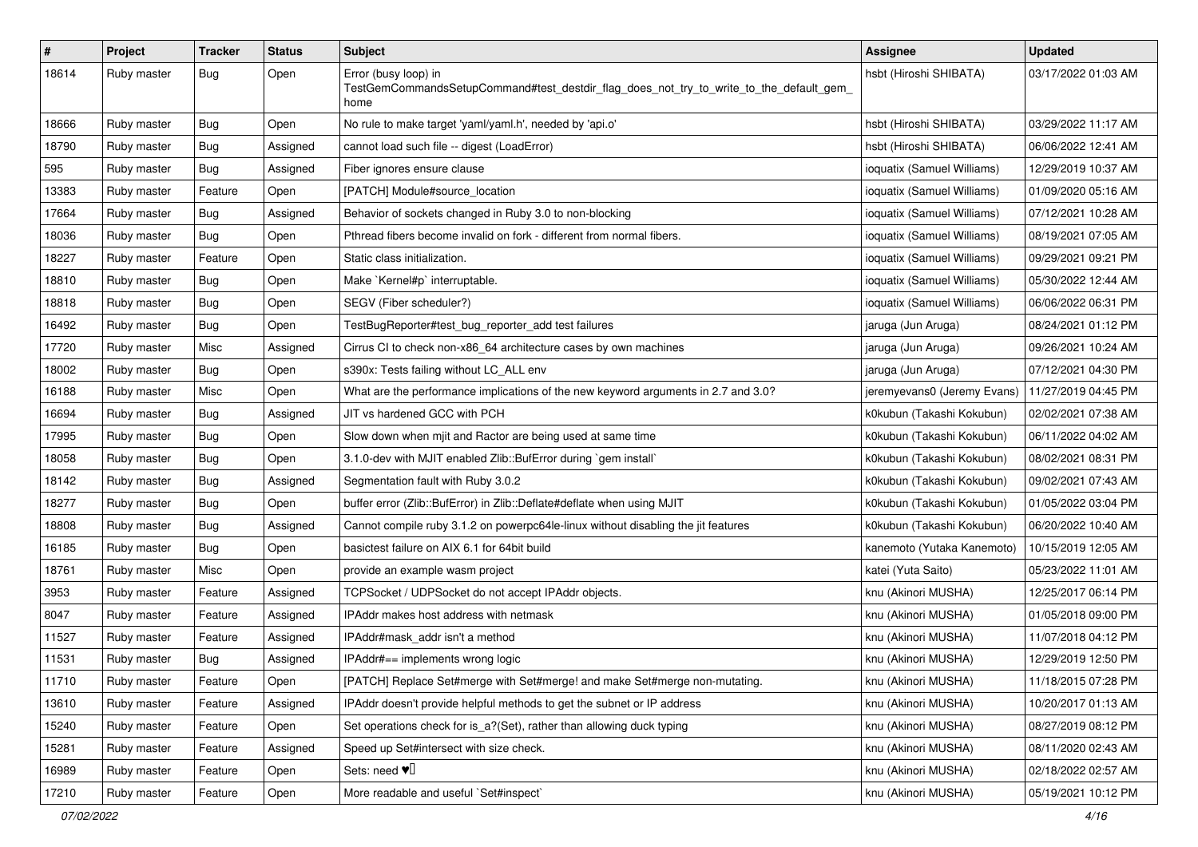| # | Project | Tracker | Status | Subject | Assignee | Updated |
| --- | --- | --- | --- | --- | --- | --- |
| 18614 | Ruby master | Bug | Open | Error (busy loop) in TestGemCommandsSetupCommand#test_destdir_flag_does_not_try_to_write_to_the_default_gem_home | hsbt (Hiroshi SHIBATA) | 03/17/2022 01:03 AM |
| 18666 | Ruby master | Bug | Open | No rule to make target 'yaml/yaml.h', needed by 'api.o' | hsbt (Hiroshi SHIBATA) | 03/29/2022 11:17 AM |
| 18790 | Ruby master | Bug | Assigned | cannot load such file -- digest (LoadError) | hsbt (Hiroshi SHIBATA) | 06/06/2022 12:41 AM |
| 595 | Ruby master | Bug | Assigned | Fiber ignores ensure clause | ioquatix (Samuel Williams) | 12/29/2019 10:37 AM |
| 13383 | Ruby master | Feature | Open | [PATCH] Module#source_location | ioquatix (Samuel Williams) | 01/09/2020 05:16 AM |
| 17664 | Ruby master | Bug | Assigned | Behavior of sockets changed in Ruby 3.0 to non-blocking | ioquatix (Samuel Williams) | 07/12/2021 10:28 AM |
| 18036 | Ruby master | Bug | Open | Pthread fibers become invalid on fork - different from normal fibers. | ioquatix (Samuel Williams) | 08/19/2021 07:05 AM |
| 18227 | Ruby master | Feature | Open | Static class initialization. | ioquatix (Samuel Williams) | 09/29/2021 09:21 PM |
| 18810 | Ruby master | Bug | Open | Make `Kernel#p` interruptable. | ioquatix (Samuel Williams) | 05/30/2022 12:44 AM |
| 18818 | Ruby master | Bug | Open | SEGV (Fiber scheduler?) | ioquatix (Samuel Williams) | 06/06/2022 06:31 PM |
| 16492 | Ruby master | Bug | Open | TestBugReporter#test_bug_reporter_add test failures | jaruga (Jun Aruga) | 08/24/2021 01:12 PM |
| 17720 | Ruby master | Misc | Assigned | Cirrus CI to check non-x86_64 architecture cases by own machines | jaruga (Jun Aruga) | 09/26/2021 10:24 AM |
| 18002 | Ruby master | Bug | Open | s390x: Tests failing without LC_ALL env | jaruga (Jun Aruga) | 07/12/2021 04:30 PM |
| 16188 | Ruby master | Misc | Open | What are the performance implications of the new keyword arguments in 2.7 and 3.0? | jeremyevans0 (Jeremy Evans) | 11/27/2019 04:45 PM |
| 16694 | Ruby master | Bug | Assigned | JIT vs hardened GCC with PCH | k0kubun (Takashi Kokubun) | 02/02/2021 07:38 AM |
| 17995 | Ruby master | Bug | Open | Slow down when mjit and Ractor are being used at same time | k0kubun (Takashi Kokubun) | 06/11/2022 04:02 AM |
| 18058 | Ruby master | Bug | Open | 3.1.0-dev with MJIT enabled Zlib::BufError during `gem install` | k0kubun (Takashi Kokubun) | 08/02/2021 08:31 PM |
| 18142 | Ruby master | Bug | Assigned | Segmentation fault with Ruby 3.0.2 | k0kubun (Takashi Kokubun) | 09/02/2021 07:43 AM |
| 18277 | Ruby master | Bug | Open | buffer error (Zlib::BufError) in Zlib::Deflate#deflate when using MJIT | k0kubun (Takashi Kokubun) | 01/05/2022 03:04 PM |
| 18808 | Ruby master | Bug | Assigned | Cannot compile ruby 3.1.2 on powerpc64le-linux without disabling the jit features | k0kubun (Takashi Kokubun) | 06/20/2022 10:40 AM |
| 16185 | Ruby master | Bug | Open | basictest failure on AIX 6.1 for 64bit build | kanemoto (Yutaka Kanemoto) | 10/15/2019 12:05 AM |
| 18761 | Ruby master | Misc | Open | provide an example wasm project | katei (Yuta Saito) | 05/23/2022 11:01 AM |
| 3953 | Ruby master | Feature | Assigned | TCPSocket / UDPSocket do not accept IPAddr objects. | knu (Akinori MUSHA) | 12/25/2017 06:14 PM |
| 8047 | Ruby master | Feature | Assigned | IPAddr makes host address with netmask | knu (Akinori MUSHA) | 01/05/2018 09:00 PM |
| 11527 | Ruby master | Feature | Assigned | IPAddr#mask_addr isn't a method | knu (Akinori MUSHA) | 11/07/2018 04:12 PM |
| 11531 | Ruby master | Bug | Assigned | IPAddr#== implements wrong logic | knu (Akinori MUSHA) | 12/29/2019 12:50 PM |
| 11710 | Ruby master | Feature | Open | [PATCH] Replace Set#merge with Set#merge! and make Set#merge non-mutating. | knu (Akinori MUSHA) | 11/18/2015 07:28 PM |
| 13610 | Ruby master | Feature | Assigned | IPAddr doesn't provide helpful methods to get the subnet or IP address | knu (Akinori MUSHA) | 10/20/2017 01:13 AM |
| 15240 | Ruby master | Feature | Open | Set operations check for is_a?(Set), rather than allowing duck typing | knu (Akinori MUSHA) | 08/27/2019 08:12 PM |
| 15281 | Ruby master | Feature | Assigned | Speed up Set#intersect with size check. | knu (Akinori MUSHA) | 08/11/2020 02:43 AM |
| 16989 | Ruby master | Feature | Open | Sets: need ♥️ | knu (Akinori MUSHA) | 02/18/2022 02:57 AM |
| 17210 | Ruby master | Feature | Open | More readable and useful `Set#inspect` | knu (Akinori MUSHA) | 05/19/2021 10:12 PM |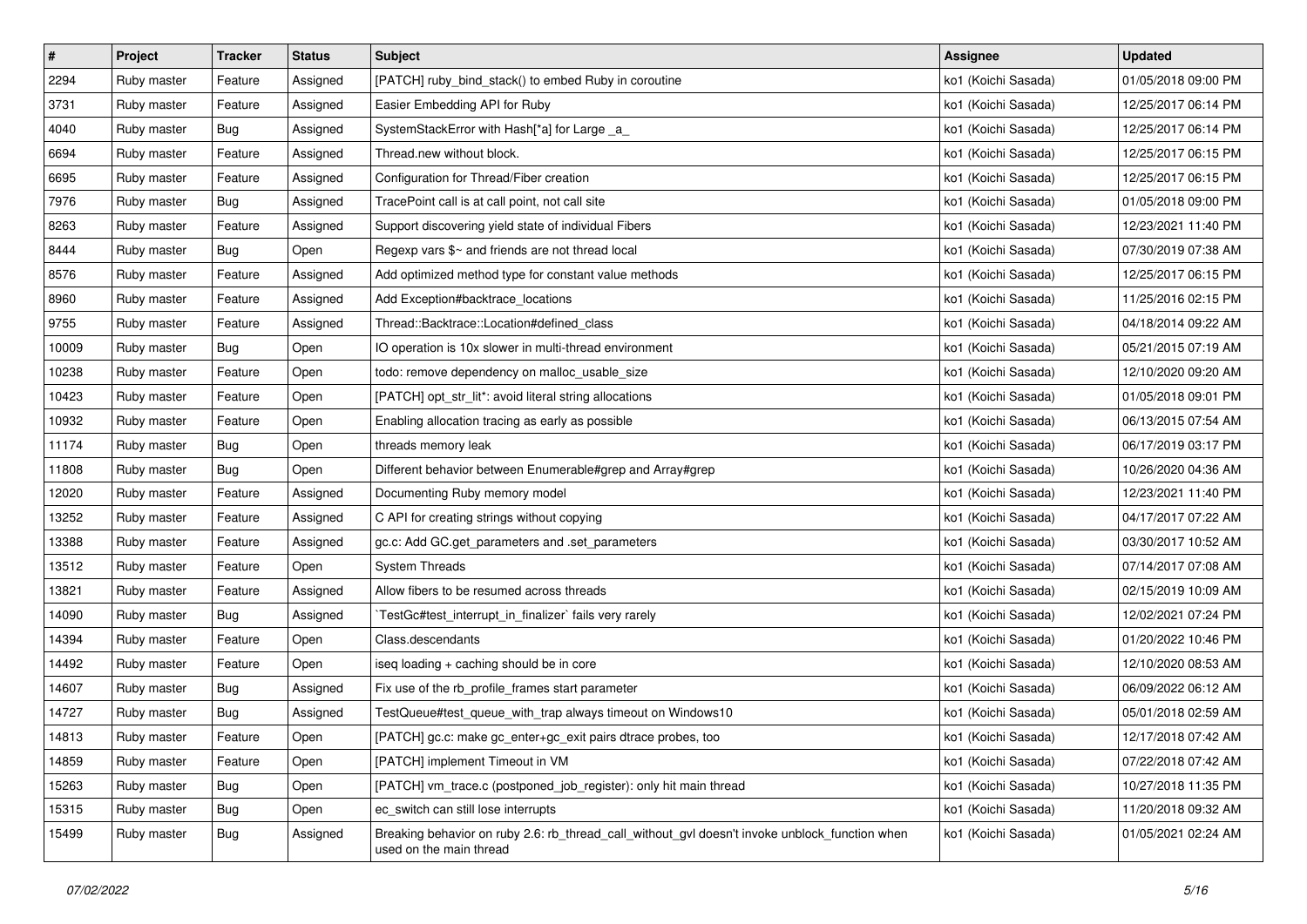| # | Project | Tracker | Status | Subject | Assignee | Updated |
|---|---|---|---|---|---|---|
| 2294 | Ruby master | Feature | Assigned | [PATCH] ruby_bind_stack() to embed Ruby in coroutine | ko1 (Koichi Sasada) | 01/05/2018 09:00 PM |
| 3731 | Ruby master | Feature | Assigned | Easier Embedding API for Ruby | ko1 (Koichi Sasada) | 12/25/2017 06:14 PM |
| 4040 | Ruby master | Bug | Assigned | SystemStackError with Hash[*a] for Large _a_ | ko1 (Koichi Sasada) | 12/25/2017 06:14 PM |
| 6694 | Ruby master | Feature | Assigned | Thread.new without block. | ko1 (Koichi Sasada) | 12/25/2017 06:15 PM |
| 6695 | Ruby master | Feature | Assigned | Configuration for Thread/Fiber creation | ko1 (Koichi Sasada) | 12/25/2017 06:15 PM |
| 7976 | Ruby master | Bug | Assigned | TracePoint call is at call point, not call site | ko1 (Koichi Sasada) | 01/05/2018 09:00 PM |
| 8263 | Ruby master | Feature | Assigned | Support discovering yield state of individual Fibers | ko1 (Koichi Sasada) | 12/23/2021 11:40 PM |
| 8444 | Ruby master | Bug | Open | Regexp vars $~ and friends are not thread local | ko1 (Koichi Sasada) | 07/30/2019 07:38 AM |
| 8576 | Ruby master | Feature | Assigned | Add optimized method type for constant value methods | ko1 (Koichi Sasada) | 12/25/2017 06:15 PM |
| 8960 | Ruby master | Feature | Assigned | Add Exception#backtrace_locations | ko1 (Koichi Sasada) | 11/25/2016 02:15 PM |
| 9755 | Ruby master | Feature | Assigned | Thread::Backtrace::Location#defined_class | ko1 (Koichi Sasada) | 04/18/2014 09:22 AM |
| 10009 | Ruby master | Bug | Open | IO operation is 10x slower in multi-thread environment | ko1 (Koichi Sasada) | 05/21/2015 07:19 AM |
| 10238 | Ruby master | Feature | Open | todo: remove dependency on malloc_usable_size | ko1 (Koichi Sasada) | 12/10/2020 09:20 AM |
| 10423 | Ruby master | Feature | Open | [PATCH] opt_str_lit*: avoid literal string allocations | ko1 (Koichi Sasada) | 01/05/2018 09:01 PM |
| 10932 | Ruby master | Feature | Open | Enabling allocation tracing as early as possible | ko1 (Koichi Sasada) | 06/13/2015 07:54 AM |
| 11174 | Ruby master | Bug | Open | threads memory leak | ko1 (Koichi Sasada) | 06/17/2019 03:17 PM |
| 11808 | Ruby master | Bug | Open | Different behavior between Enumerable#grep and Array#grep | ko1 (Koichi Sasada) | 10/26/2020 04:36 AM |
| 12020 | Ruby master | Feature | Assigned | Documenting Ruby memory model | ko1 (Koichi Sasada) | 12/23/2021 11:40 PM |
| 13252 | Ruby master | Feature | Assigned | C API for creating strings without copying | ko1 (Koichi Sasada) | 04/17/2017 07:22 AM |
| 13388 | Ruby master | Feature | Assigned | gc.c: Add GC.get_parameters and .set_parameters | ko1 (Koichi Sasada) | 03/30/2017 10:52 AM |
| 13512 | Ruby master | Feature | Open | System Threads | ko1 (Koichi Sasada) | 07/14/2017 07:08 AM |
| 13821 | Ruby master | Feature | Assigned | Allow fibers to be resumed across threads | ko1 (Koichi Sasada) | 02/15/2019 10:09 AM |
| 14090 | Ruby master | Bug | Assigned | `TestGc#test_interrupt_in_finalizer` fails very rarely | ko1 (Koichi Sasada) | 12/02/2021 07:24 PM |
| 14394 | Ruby master | Feature | Open | Class.descendants | ko1 (Koichi Sasada) | 01/20/2022 10:46 PM |
| 14492 | Ruby master | Feature | Open | iseq loading + caching should be in core | ko1 (Koichi Sasada) | 12/10/2020 08:53 AM |
| 14607 | Ruby master | Bug | Assigned | Fix use of the rb_profile_frames start parameter | ko1 (Koichi Sasada) | 06/09/2022 06:12 AM |
| 14727 | Ruby master | Bug | Assigned | TestQueue#test_queue_with_trap always timeout on Windows10 | ko1 (Koichi Sasada) | 05/01/2018 02:59 AM |
| 14813 | Ruby master | Feature | Open | [PATCH] gc.c: make gc_enter+gc_exit pairs dtrace probes, too | ko1 (Koichi Sasada) | 12/17/2018 07:42 AM |
| 14859 | Ruby master | Feature | Open | [PATCH] implement Timeout in VM | ko1 (Koichi Sasada) | 07/22/2018 07:42 AM |
| 15263 | Ruby master | Bug | Open | [PATCH] vm_trace.c (postponed_job_register): only hit main thread | ko1 (Koichi Sasada) | 10/27/2018 11:35 PM |
| 15315 | Ruby master | Bug | Open | ec_switch can still lose interrupts | ko1 (Koichi Sasada) | 11/20/2018 09:32 AM |
| 15499 | Ruby master | Bug | Assigned | Breaking behavior on ruby 2.6: rb_thread_call_without_gvl doesn't invoke unblock_function when used on the main thread | ko1 (Koichi Sasada) | 01/05/2021 02:24 AM |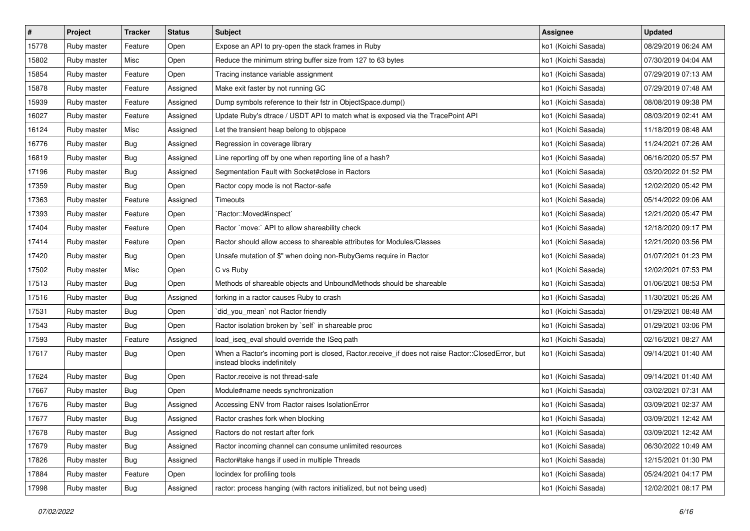| # | Project | Tracker | Status | Subject | Assignee | Updated |
|---|---|---|---|---|---|---|
| 15778 | Ruby master | Feature | Open | Expose an API to pry-open the stack frames in Ruby | ko1 (Koichi Sasada) | 08/29/2019 06:24 AM |
| 15802 | Ruby master | Misc | Open | Reduce the minimum string buffer size from 127 to 63 bytes | ko1 (Koichi Sasada) | 07/30/2019 04:04 AM |
| 15854 | Ruby master | Feature | Open | Tracing instance variable assignment | ko1 (Koichi Sasada) | 07/29/2019 07:13 AM |
| 15878 | Ruby master | Feature | Assigned | Make exit faster by not running GC | ko1 (Koichi Sasada) | 07/29/2019 07:48 AM |
| 15939 | Ruby master | Feature | Assigned | Dump symbols reference to their fstr in ObjectSpace.dump() | ko1 (Koichi Sasada) | 08/08/2019 09:38 PM |
| 16027 | Ruby master | Feature | Assigned | Update Ruby's dtrace / USDT API to match what is exposed via the TracePoint API | ko1 (Koichi Sasada) | 08/03/2019 02:41 AM |
| 16124 | Ruby master | Misc | Assigned | Let the transient heap belong to objspace | ko1 (Koichi Sasada) | 11/18/2019 08:48 AM |
| 16776 | Ruby master | Bug | Assigned | Regression in coverage library | ko1 (Koichi Sasada) | 11/24/2021 07:26 AM |
| 16819 | Ruby master | Bug | Assigned | Line reporting off by one when reporting line of a hash? | ko1 (Koichi Sasada) | 06/16/2020 05:57 PM |
| 17196 | Ruby master | Bug | Assigned | Segmentation Fault with Socket#close in Ractors | ko1 (Koichi Sasada) | 03/20/2022 01:52 PM |
| 17359 | Ruby master | Bug | Open | Ractor copy mode is not Ractor-safe | ko1 (Koichi Sasada) | 12/02/2020 05:42 PM |
| 17363 | Ruby master | Feature | Assigned | Timeouts | ko1 (Koichi Sasada) | 05/14/2022 09:06 AM |
| 17393 | Ruby master | Feature | Open | `Ractor::Moved#inspect` | ko1 (Koichi Sasada) | 12/21/2020 05:47 PM |
| 17404 | Ruby master | Feature | Open | Ractor `move:` API to allow shareability check | ko1 (Koichi Sasada) | 12/18/2020 09:17 PM |
| 17414 | Ruby master | Feature | Open | Ractor should allow access to shareable attributes for Modules/Classes | ko1 (Koichi Sasada) | 12/21/2020 03:56 PM |
| 17420 | Ruby master | Bug | Open | Unsafe mutation of $" when doing non-RubyGems require in Ractor | ko1 (Koichi Sasada) | 01/07/2021 01:23 PM |
| 17502 | Ruby master | Misc | Open | C vs Ruby | ko1 (Koichi Sasada) | 12/02/2021 07:53 PM |
| 17513 | Ruby master | Bug | Open | Methods of shareable objects and UnboundMethods should be shareable | ko1 (Koichi Sasada) | 01/06/2021 08:53 PM |
| 17516 | Ruby master | Bug | Assigned | forking in a ractor causes Ruby to crash | ko1 (Koichi Sasada) | 11/30/2021 05:26 AM |
| 17531 | Ruby master | Bug | Open | `did_you_mean` not Ractor friendly | ko1 (Koichi Sasada) | 01/29/2021 08:48 AM |
| 17543 | Ruby master | Bug | Open | Ractor isolation broken by `self` in shareable proc | ko1 (Koichi Sasada) | 01/29/2021 03:06 PM |
| 17593 | Ruby master | Feature | Assigned | load_iseq_eval should override the ISeq path | ko1 (Koichi Sasada) | 02/16/2021 08:27 AM |
| 17617 | Ruby master | Bug | Open | When a Ractor's incoming port is closed, Ractor.receive_if does not raise Ractor::ClosedError, but instead blocks indefinitely | ko1 (Koichi Sasada) | 09/14/2021 01:40 AM |
| 17624 | Ruby master | Bug | Open | Ractor.receive is not thread-safe | ko1 (Koichi Sasada) | 09/14/2021 01:40 AM |
| 17667 | Ruby master | Bug | Open | Module#name needs synchronization | ko1 (Koichi Sasada) | 03/02/2021 07:31 AM |
| 17676 | Ruby master | Bug | Assigned | Accessing ENV from Ractor raises IsolationError | ko1 (Koichi Sasada) | 03/09/2021 02:37 AM |
| 17677 | Ruby master | Bug | Assigned | Ractor crashes fork when blocking | ko1 (Koichi Sasada) | 03/09/2021 12:42 AM |
| 17678 | Ruby master | Bug | Assigned | Ractors do not restart after fork | ko1 (Koichi Sasada) | 03/09/2021 12:42 AM |
| 17679 | Ruby master | Bug | Assigned | Ractor incoming channel can consume unlimited resources | ko1 (Koichi Sasada) | 06/30/2022 10:49 AM |
| 17826 | Ruby master | Bug | Assigned | Ractor#take hangs if used in multiple Threads | ko1 (Koichi Sasada) | 12/15/2021 01:30 PM |
| 17884 | Ruby master | Feature | Open | locindex for profiling tools | ko1 (Koichi Sasada) | 05/24/2021 04:17 PM |
| 17998 | Ruby master | Bug | Assigned | ractor: process hanging (with ractors initialized, but not being used) | ko1 (Koichi Sasada) | 12/02/2021 08:17 PM |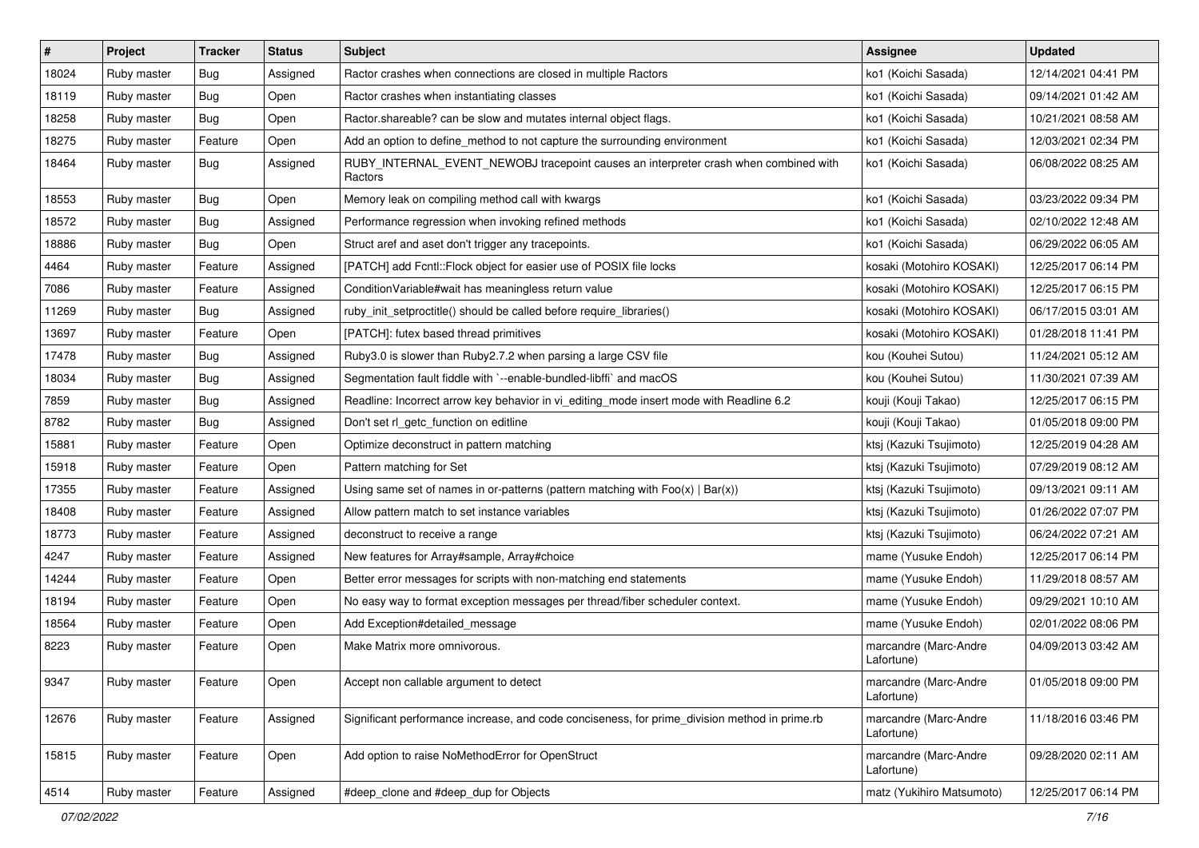| # | Project | Tracker | Status | Subject | Assignee | Updated |
|---|---|---|---|---|---|---|
| 18024 | Ruby master | Bug | Assigned | Ractor crashes when connections are closed in multiple Ractors | ko1 (Koichi Sasada) | 12/14/2021 04:41 PM |
| 18119 | Ruby master | Bug | Open | Ractor crashes when instantiating classes | ko1 (Koichi Sasada) | 09/14/2021 01:42 AM |
| 18258 | Ruby master | Bug | Open | Ractor.shareable? can be slow and mutates internal object flags. | ko1 (Koichi Sasada) | 10/21/2021 08:58 AM |
| 18275 | Ruby master | Feature | Open | Add an option to define_method to not capture the surrounding environment | ko1 (Koichi Sasada) | 12/03/2021 02:34 PM |
| 18464 | Ruby master | Bug | Assigned | RUBY_INTERNAL_EVENT_NEWOBJ tracepoint causes an interpreter crash when combined with Ractors | ko1 (Koichi Sasada) | 06/08/2022 08:25 AM |
| 18553 | Ruby master | Bug | Open | Memory leak on compiling method call with kwargs | ko1 (Koichi Sasada) | 03/23/2022 09:34 PM |
| 18572 | Ruby master | Bug | Assigned | Performance regression when invoking refined methods | ko1 (Koichi Sasada) | 02/10/2022 12:48 AM |
| 18886 | Ruby master | Bug | Open | Struct aref and aset don't trigger any tracepoints. | ko1 (Koichi Sasada) | 06/29/2022 06:05 AM |
| 4464 | Ruby master | Feature | Assigned | [PATCH] add Fcntl::Flock object for easier use of POSIX file locks | kosaki (Motohiro KOSAKI) | 12/25/2017 06:14 PM |
| 7086 | Ruby master | Feature | Assigned | ConditionVariable#wait has meaningless return value | kosaki (Motohiro KOSAKI) | 12/25/2017 06:15 PM |
| 11269 | Ruby master | Bug | Assigned | ruby_init_setproctitle() should be called before require_libraries() | kosaki (Motohiro KOSAKI) | 06/17/2015 03:01 AM |
| 13697 | Ruby master | Feature | Open | [PATCH]: futex based thread primitives | kosaki (Motohiro KOSAKI) | 01/28/2018 11:41 PM |
| 17478 | Ruby master | Bug | Assigned | Ruby3.0 is slower than Ruby2.7.2 when parsing a large CSV file | kou (Kouhei Sutou) | 11/24/2021 05:12 AM |
| 18034 | Ruby master | Bug | Assigned | Segmentation fault fiddle with `--enable-bundled-libffi` and macOS | kou (Kouhei Sutou) | 11/30/2021 07:39 AM |
| 7859 | Ruby master | Bug | Assigned | Readline: Incorrect arrow key behavior in vi_editing_mode insert mode with Readline 6.2 | kouji (Kouji Takao) | 12/25/2017 06:15 PM |
| 8782 | Ruby master | Bug | Assigned | Don't set rl_getc_function on editline | kouji (Kouji Takao) | 01/05/2018 09:00 PM |
| 15881 | Ruby master | Feature | Open | Optimize deconstruct in pattern matching | ktsj (Kazuki Tsujimoto) | 12/25/2019 04:28 AM |
| 15918 | Ruby master | Feature | Open | Pattern matching for Set | ktsj (Kazuki Tsujimoto) | 07/29/2019 08:12 AM |
| 17355 | Ruby master | Feature | Assigned | Using same set of names in or-patterns (pattern matching with Foo(x) \| Bar(x)) | ktsj (Kazuki Tsujimoto) | 09/13/2021 09:11 AM |
| 18408 | Ruby master | Feature | Assigned | Allow pattern match to set instance variables | ktsj (Kazuki Tsujimoto) | 01/26/2022 07:07 PM |
| 18773 | Ruby master | Feature | Assigned | deconstruct to receive a range | ktsj (Kazuki Tsujimoto) | 06/24/2022 07:21 AM |
| 4247 | Ruby master | Feature | Assigned | New features for Array#sample, Array#choice | mame (Yusuke Endoh) | 12/25/2017 06:14 PM |
| 14244 | Ruby master | Feature | Open | Better error messages for scripts with non-matching end statements | mame (Yusuke Endoh) | 11/29/2018 08:57 AM |
| 18194 | Ruby master | Feature | Open | No easy way to format exception messages per thread/fiber scheduler context. | mame (Yusuke Endoh) | 09/29/2021 10:10 AM |
| 18564 | Ruby master | Feature | Open | Add Exception#detailed_message | mame (Yusuke Endoh) | 02/01/2022 08:06 PM |
| 8223 | Ruby master | Feature | Open | Make Matrix more omnivorous. | marcandre (Marc-Andre Lafortune) | 04/09/2013 03:42 AM |
| 9347 | Ruby master | Feature | Open | Accept non callable argument to detect | marcandre (Marc-Andre Lafortune) | 01/05/2018 09:00 PM |
| 12676 | Ruby master | Feature | Assigned | Significant performance increase, and code conciseness, for prime_division method in prime.rb | marcandre (Marc-Andre Lafortune) | 11/18/2016 03:46 PM |
| 15815 | Ruby master | Feature | Open | Add option to raise NoMethodError for OpenStruct | marcandre (Marc-Andre Lafortune) | 09/28/2020 02:11 AM |
| 4514 | Ruby master | Feature | Assigned | #deep_clone and #deep_dup for Objects | matz (Yukihiro Matsumoto) | 12/25/2017 06:14 PM |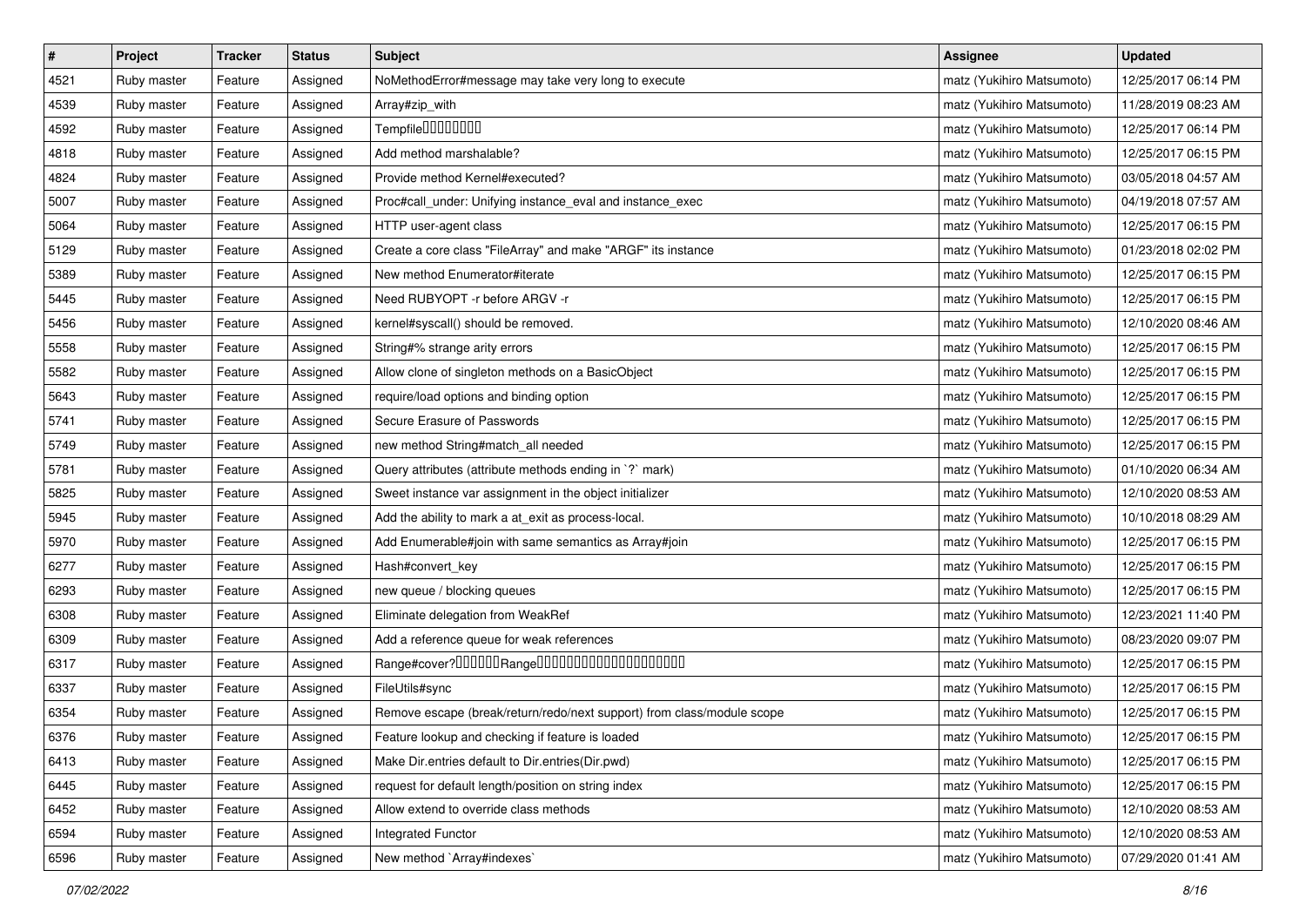| # | Project | Tracker | Status | Subject | Assignee | Updated |
|---|---|---|---|---|---|---|
| 4521 | Ruby master | Feature | Assigned | NoMethodError#message may take very long to execute | matz (Yukihiro Matsumoto) | 12/25/2017 06:14 PM |
| 4539 | Ruby master | Feature | Assigned | Array#zip_with | matz (Yukihiro Matsumoto) | 11/28/2019 08:23 AM |
| 4592 | Ruby master | Feature | Assigned | Tempfile�������� | matz (Yukihiro Matsumoto) | 12/25/2017 06:14 PM |
| 4818 | Ruby master | Feature | Assigned | Add method marshalable? | matz (Yukihiro Matsumoto) | 12/25/2017 06:15 PM |
| 4824 | Ruby master | Feature | Assigned | Provide method Kernel#executed? | matz (Yukihiro Matsumoto) | 03/05/2018 04:57 AM |
| 5007 | Ruby master | Feature | Assigned | Proc#call_under: Unifying instance_eval and instance_exec | matz (Yukihiro Matsumoto) | 04/19/2018 07:57 AM |
| 5064 | Ruby master | Feature | Assigned | HTTP user-agent class | matz (Yukihiro Matsumoto) | 12/25/2017 06:15 PM |
| 5129 | Ruby master | Feature | Assigned | Create a core class "FileArray" and make "ARGF" its instance | matz (Yukihiro Matsumoto) | 01/23/2018 02:02 PM |
| 5389 | Ruby master | Feature | Assigned | New method Enumerator#iterate | matz (Yukihiro Matsumoto) | 12/25/2017 06:15 PM |
| 5445 | Ruby master | Feature | Assigned | Need RUBYOPT -r before ARGV -r | matz (Yukihiro Matsumoto) | 12/25/2017 06:15 PM |
| 5456 | Ruby master | Feature | Assigned | kernel#syscall() should be removed. | matz (Yukihiro Matsumoto) | 12/10/2020 08:46 AM |
| 5558 | Ruby master | Feature | Assigned | String#% strange arity errors | matz (Yukihiro Matsumoto) | 12/25/2017 06:15 PM |
| 5582 | Ruby master | Feature | Assigned | Allow clone of singleton methods on a BasicObject | matz (Yukihiro Matsumoto) | 12/25/2017 06:15 PM |
| 5643 | Ruby master | Feature | Assigned | require/load options and binding option | matz (Yukihiro Matsumoto) | 12/25/2017 06:15 PM |
| 5741 | Ruby master | Feature | Assigned | Secure Erasure of Passwords | matz (Yukihiro Matsumoto) | 12/25/2017 06:15 PM |
| 5749 | Ruby master | Feature | Assigned | new method String#match_all needed | matz (Yukihiro Matsumoto) | 12/25/2017 06:15 PM |
| 5781 | Ruby master | Feature | Assigned | Query attributes (attribute methods ending in `?` mark) | matz (Yukihiro Matsumoto) | 01/10/2020 06:34 AM |
| 5825 | Ruby master | Feature | Assigned | Sweet instance var assignment in the object initializer | matz (Yukihiro Matsumoto) | 12/10/2020 08:53 AM |
| 5945 | Ruby master | Feature | Assigned | Add the ability to mark a at_exit as process-local. | matz (Yukihiro Matsumoto) | 10/10/2018 08:29 AM |
| 5970 | Ruby master | Feature | Assigned | Add Enumerable#join with same semantics as Array#join | matz (Yukihiro Matsumoto) | 12/25/2017 06:15 PM |
| 6277 | Ruby master | Feature | Assigned | Hash#convert_key | matz (Yukihiro Matsumoto) | 12/25/2017 06:15 PM |
| 6293 | Ruby master | Feature | Assigned | new queue / blocking queues | matz (Yukihiro Matsumoto) | 12/25/2017 06:15 PM |
| 6308 | Ruby master | Feature | Assigned | Eliminate delegation from WeakRef | matz (Yukihiro Matsumoto) | 12/23/2021 11:40 PM |
| 6309 | Ruby master | Feature | Assigned | Add a reference queue for weak references | matz (Yukihiro Matsumoto) | 08/23/2020 09:07 PM |
| 6317 | Ruby master | Feature | Assigned | Range#cover?������Range�������������������� | matz (Yukihiro Matsumoto) | 12/25/2017 06:15 PM |
| 6337 | Ruby master | Feature | Assigned | FileUtils#sync | matz (Yukihiro Matsumoto) | 12/25/2017 06:15 PM |
| 6354 | Ruby master | Feature | Assigned | Remove escape (break/return/redo/next support) from class/module scope | matz (Yukihiro Matsumoto) | 12/25/2017 06:15 PM |
| 6376 | Ruby master | Feature | Assigned | Feature lookup and checking if feature is loaded | matz (Yukihiro Matsumoto) | 12/25/2017 06:15 PM |
| 6413 | Ruby master | Feature | Assigned | Make Dir.entries default to Dir.entries(Dir.pwd) | matz (Yukihiro Matsumoto) | 12/25/2017 06:15 PM |
| 6445 | Ruby master | Feature | Assigned | request for default length/position on string index | matz (Yukihiro Matsumoto) | 12/25/2017 06:15 PM |
| 6452 | Ruby master | Feature | Assigned | Allow extend to override class methods | matz (Yukihiro Matsumoto) | 12/10/2020 08:53 AM |
| 6594 | Ruby master | Feature | Assigned | Integrated Functor | matz (Yukihiro Matsumoto) | 12/10/2020 08:53 AM |
| 6596 | Ruby master | Feature | Assigned | New method `Array#indexes` | matz (Yukihiro Matsumoto) | 07/29/2020 01:41 AM |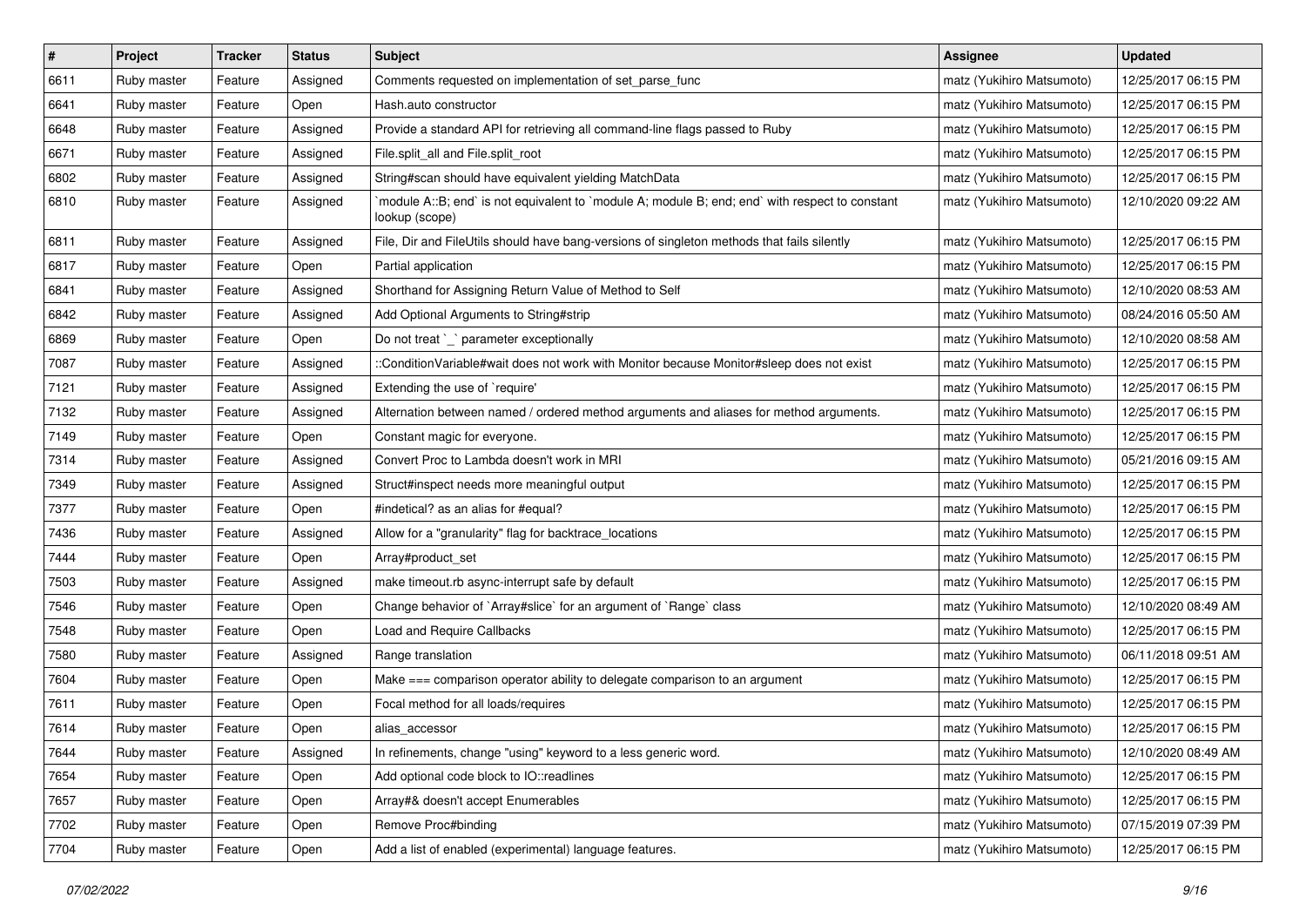| # | Project | Tracker | Status | Subject | Assignee | Updated |
|---|---|---|---|---|---|---|
| 6611 | Ruby master | Feature | Assigned | Comments requested on implementation of set_parse_func | matz (Yukihiro Matsumoto) | 12/25/2017 06:15 PM |
| 6641 | Ruby master | Feature | Open | Hash.auto constructor | matz (Yukihiro Matsumoto) | 12/25/2017 06:15 PM |
| 6648 | Ruby master | Feature | Assigned | Provide a standard API for retrieving all command-line flags passed to Ruby | matz (Yukihiro Matsumoto) | 12/25/2017 06:15 PM |
| 6671 | Ruby master | Feature | Assigned | File.split_all and File.split_root | matz (Yukihiro Matsumoto) | 12/25/2017 06:15 PM |
| 6802 | Ruby master | Feature | Assigned | String#scan should have equivalent yielding MatchData | matz (Yukihiro Matsumoto) | 12/25/2017 06:15 PM |
| 6810 | Ruby master | Feature | Assigned | `module A::B; end` is not equivalent to `module A; module B; end; end` with respect to constant lookup (scope) | matz (Yukihiro Matsumoto) | 12/10/2020 09:22 AM |
| 6811 | Ruby master | Feature | Assigned | File, Dir and FileUtils should have bang-versions of singleton methods that fails silently | matz (Yukihiro Matsumoto) | 12/25/2017 06:15 PM |
| 6817 | Ruby master | Feature | Open | Partial application | matz (Yukihiro Matsumoto) | 12/25/2017 06:15 PM |
| 6841 | Ruby master | Feature | Assigned | Shorthand for Assigning Return Value of Method to Self | matz (Yukihiro Matsumoto) | 12/10/2020 08:53 AM |
| 6842 | Ruby master | Feature | Assigned | Add Optional Arguments to String#strip | matz (Yukihiro Matsumoto) | 08/24/2016 05:50 AM |
| 6869 | Ruby master | Feature | Open | Do not treat `_` parameter exceptionally | matz (Yukihiro Matsumoto) | 12/10/2020 08:58 AM |
| 7087 | Ruby master | Feature | Assigned | ::ConditionVariable#wait does not work with Monitor because Monitor#sleep does not exist | matz (Yukihiro Matsumoto) | 12/25/2017 06:15 PM |
| 7121 | Ruby master | Feature | Assigned | Extending the use of `require' | matz (Yukihiro Matsumoto) | 12/25/2017 06:15 PM |
| 7132 | Ruby master | Feature | Assigned | Alternation between named / ordered method arguments and aliases for method arguments. | matz (Yukihiro Matsumoto) | 12/25/2017 06:15 PM |
| 7149 | Ruby master | Feature | Open | Constant magic for everyone. | matz (Yukihiro Matsumoto) | 12/25/2017 06:15 PM |
| 7314 | Ruby master | Feature | Assigned | Convert Proc to Lambda doesn't work in MRI | matz (Yukihiro Matsumoto) | 05/21/2016 09:15 AM |
| 7349 | Ruby master | Feature | Assigned | Struct#inspect needs more meaningful output | matz (Yukihiro Matsumoto) | 12/25/2017 06:15 PM |
| 7377 | Ruby master | Feature | Open | #indetical? as an alias for #equal? | matz (Yukihiro Matsumoto) | 12/25/2017 06:15 PM |
| 7436 | Ruby master | Feature | Assigned | Allow for a "granularity" flag for backtrace_locations | matz (Yukihiro Matsumoto) | 12/25/2017 06:15 PM |
| 7444 | Ruby master | Feature | Open | Array#product_set | matz (Yukihiro Matsumoto) | 12/25/2017 06:15 PM |
| 7503 | Ruby master | Feature | Assigned | make timeout.rb async-interrupt safe by default | matz (Yukihiro Matsumoto) | 12/25/2017 06:15 PM |
| 7546 | Ruby master | Feature | Open | Change behavior of `Array#slice` for an argument of `Range` class | matz (Yukihiro Matsumoto) | 12/10/2020 08:49 AM |
| 7548 | Ruby master | Feature | Open | Load and Require Callbacks | matz (Yukihiro Matsumoto) | 12/25/2017 06:15 PM |
| 7580 | Ruby master | Feature | Assigned | Range translation | matz (Yukihiro Matsumoto) | 06/11/2018 09:51 AM |
| 7604 | Ruby master | Feature | Open | Make === comparison operator ability to delegate comparison to an argument | matz (Yukihiro Matsumoto) | 12/25/2017 06:15 PM |
| 7611 | Ruby master | Feature | Open | Focal method for all loads/requires | matz (Yukihiro Matsumoto) | 12/25/2017 06:15 PM |
| 7614 | Ruby master | Feature | Open | alias_accessor | matz (Yukihiro Matsumoto) | 12/25/2017 06:15 PM |
| 7644 | Ruby master | Feature | Assigned | In refinements, change "using" keyword to a less generic word. | matz (Yukihiro Matsumoto) | 12/10/2020 08:49 AM |
| 7654 | Ruby master | Feature | Open | Add optional code block to IO::readlines | matz (Yukihiro Matsumoto) | 12/25/2017 06:15 PM |
| 7657 | Ruby master | Feature | Open | Array#& doesn't accept Enumerables | matz (Yukihiro Matsumoto) | 12/25/2017 06:15 PM |
| 7702 | Ruby master | Feature | Open | Remove Proc#binding | matz (Yukihiro Matsumoto) | 07/15/2019 07:39 PM |
| 7704 | Ruby master | Feature | Open | Add a list of enabled (experimental) language features. | matz (Yukihiro Matsumoto) | 12/25/2017 06:15 PM |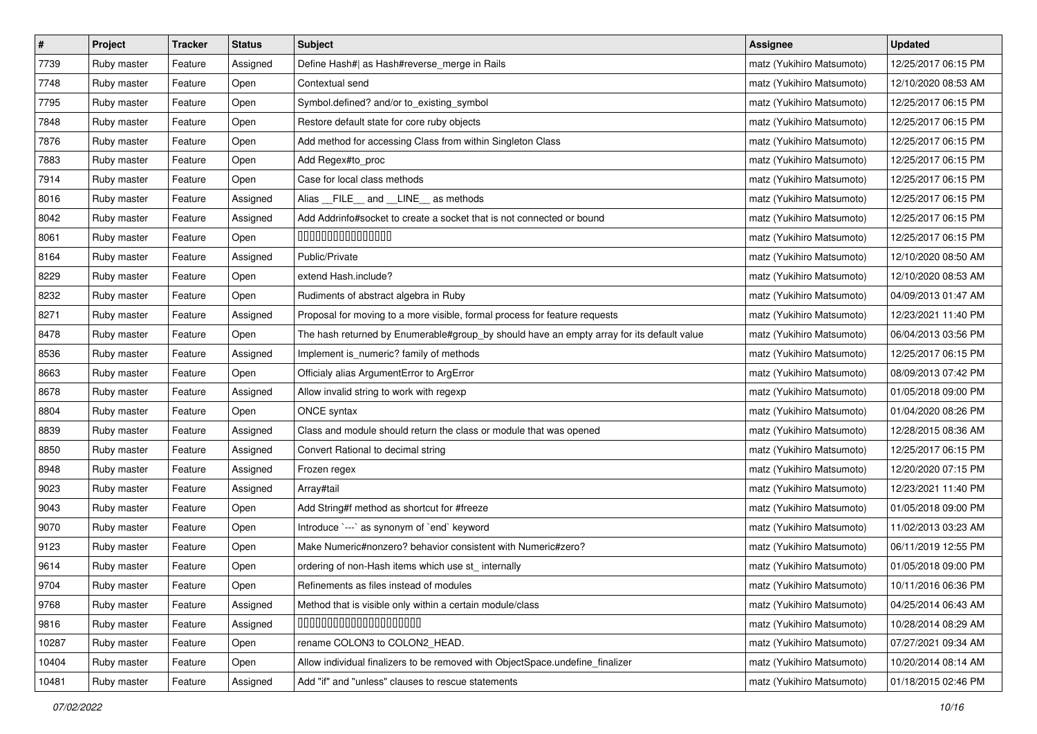| # | Project | Tracker | Status | Subject | Assignee | Updated |
| --- | --- | --- | --- | --- | --- | --- |
| 7739 | Ruby master | Feature | Assigned | Define Hash#| as Hash#reverse_merge in Rails | matz (Yukihiro Matsumoto) | 12/25/2017 06:15 PM |
| 7748 | Ruby master | Feature | Open | Contextual send | matz (Yukihiro Matsumoto) | 12/10/2020 08:53 AM |
| 7795 | Ruby master | Feature | Open | Symbol.defined? and/or to_existing_symbol | matz (Yukihiro Matsumoto) | 12/25/2017 06:15 PM |
| 7848 | Ruby master | Feature | Open | Restore default state for core ruby objects | matz (Yukihiro Matsumoto) | 12/25/2017 06:15 PM |
| 7876 | Ruby master | Feature | Open | Add method for accessing Class from within Singleton Class | matz (Yukihiro Matsumoto) | 12/25/2017 06:15 PM |
| 7883 | Ruby master | Feature | Open | Add Regex#to_proc | matz (Yukihiro Matsumoto) | 12/25/2017 06:15 PM |
| 7914 | Ruby master | Feature | Open | Case for local class methods | matz (Yukihiro Matsumoto) | 12/25/2017 06:15 PM |
| 8016 | Ruby master | Feature | Assigned | Alias __FILE__ and __LINE__ as methods | matz (Yukihiro Matsumoto) | 12/25/2017 06:15 PM |
| 8042 | Ruby master | Feature | Assigned | Add Addrinfo#socket to create a socket that is not connected or bound | matz (Yukihiro Matsumoto) | 12/25/2017 06:15 PM |
| 8061 | Ruby master | Feature | Open | 0000000000000000 | matz (Yukihiro Matsumoto) | 12/25/2017 06:15 PM |
| 8164 | Ruby master | Feature | Assigned | Public/Private | matz (Yukihiro Matsumoto) | 12/10/2020 08:50 AM |
| 8229 | Ruby master | Feature | Open | extend Hash.include? | matz (Yukihiro Matsumoto) | 12/10/2020 08:53 AM |
| 8232 | Ruby master | Feature | Open | Rudiments of abstract algebra in Ruby | matz (Yukihiro Matsumoto) | 04/09/2013 01:47 AM |
| 8271 | Ruby master | Feature | Assigned | Proposal for moving to a more visible, formal process for feature requests | matz (Yukihiro Matsumoto) | 12/23/2021 11:40 PM |
| 8478 | Ruby master | Feature | Open | The hash returned by Enumerable#group_by should have an empty array for its default value | matz (Yukihiro Matsumoto) | 06/04/2013 03:56 PM |
| 8536 | Ruby master | Feature | Assigned | Implement is_numeric? family of methods | matz (Yukihiro Matsumoto) | 12/25/2017 06:15 PM |
| 8663 | Ruby master | Feature | Open | Officialy alias ArgumentError to ArgError | matz (Yukihiro Matsumoto) | 08/09/2013 07:42 PM |
| 8678 | Ruby master | Feature | Assigned | Allow invalid string to work with regexp | matz (Yukihiro Matsumoto) | 01/05/2018 09:00 PM |
| 8804 | Ruby master | Feature | Open | ONCE syntax | matz (Yukihiro Matsumoto) | 01/04/2020 08:26 PM |
| 8839 | Ruby master | Feature | Assigned | Class and module should return the class or module that was opened | matz (Yukihiro Matsumoto) | 12/28/2015 08:36 AM |
| 8850 | Ruby master | Feature | Assigned | Convert Rational to decimal string | matz (Yukihiro Matsumoto) | 12/25/2017 06:15 PM |
| 8948 | Ruby master | Feature | Assigned | Frozen regex | matz (Yukihiro Matsumoto) | 12/20/2020 07:15 PM |
| 9023 | Ruby master | Feature | Assigned | Array#tail | matz (Yukihiro Matsumoto) | 12/23/2021 11:40 PM |
| 9043 | Ruby master | Feature | Open | Add String#f method as shortcut for #freeze | matz (Yukihiro Matsumoto) | 01/05/2018 09:00 PM |
| 9070 | Ruby master | Feature | Open | Introduce `---` as synonym of `end` keyword | matz (Yukihiro Matsumoto) | 11/02/2013 03:23 AM |
| 9123 | Ruby master | Feature | Open | Make Numeric#nonzero? behavior consistent with Numeric#zero? | matz (Yukihiro Matsumoto) | 06/11/2019 12:55 PM |
| 9614 | Ruby master | Feature | Open | ordering of non-Hash items which use st_ internally | matz (Yukihiro Matsumoto) | 01/05/2018 09:00 PM |
| 9704 | Ruby master | Feature | Open | Refinements as files instead of modules | matz (Yukihiro Matsumoto) | 10/11/2016 06:36 PM |
| 9768 | Ruby master | Feature | Assigned | Method that is visible only within a certain module/class | matz (Yukihiro Matsumoto) | 04/25/2014 06:43 AM |
| 9816 | Ruby master | Feature | Assigned | 0000000000000000000000 | matz (Yukihiro Matsumoto) | 10/28/2014 08:29 AM |
| 10287 | Ruby master | Feature | Open | rename COLON3 to COLON2_HEAD. | matz (Yukihiro Matsumoto) | 07/27/2021 09:34 AM |
| 10404 | Ruby master | Feature | Open | Allow individual finalizers to be removed with ObjectSpace.undefine_finalizer | matz (Yukihiro Matsumoto) | 10/20/2014 08:14 AM |
| 10481 | Ruby master | Feature | Assigned | Add "if" and "unless" clauses to rescue statements | matz (Yukihiro Matsumoto) | 01/18/2015 02:46 PM |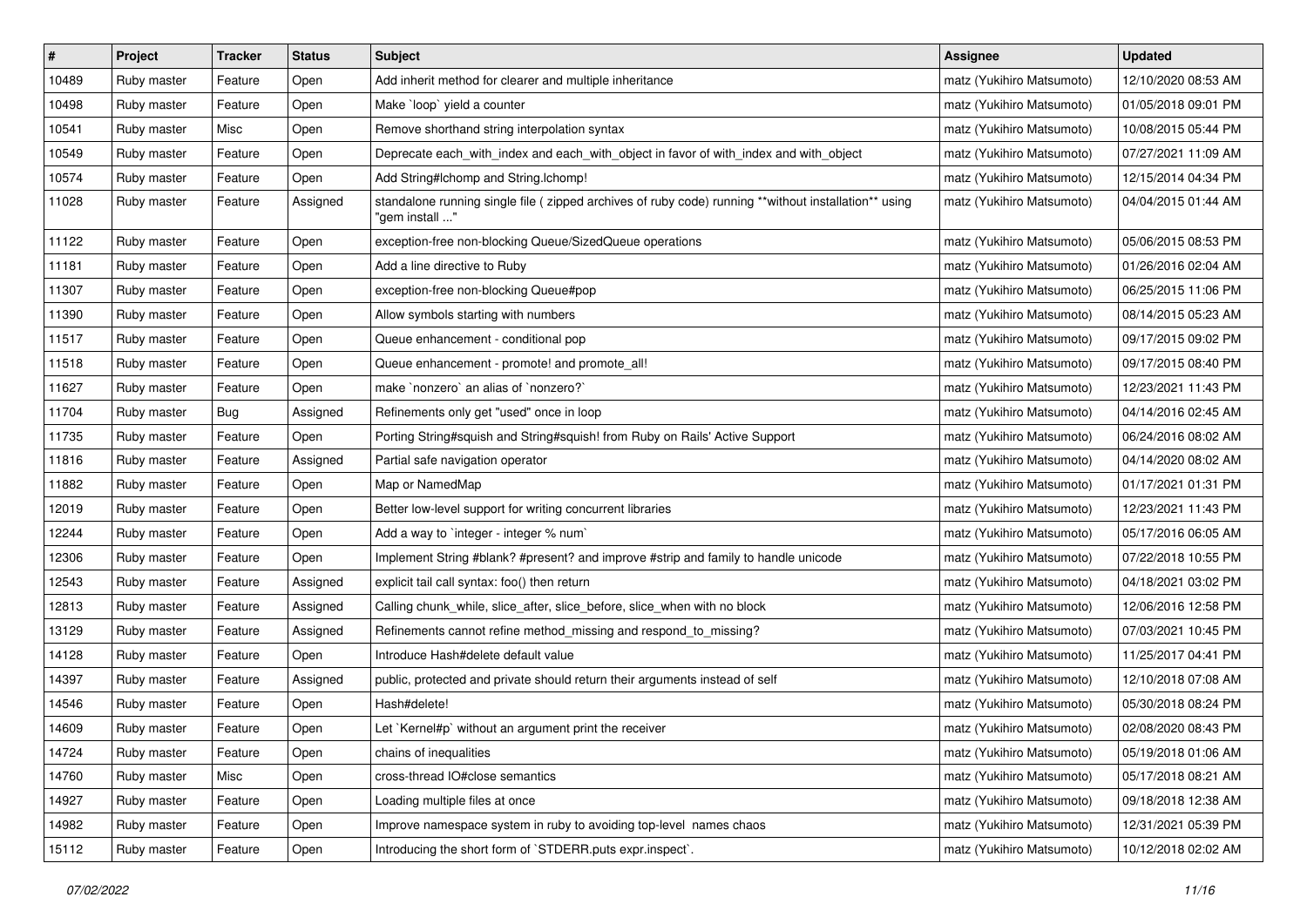| # | Project | Tracker | Status | Subject | Assignee | Updated |
| --- | --- | --- | --- | --- | --- | --- |
| 10489 | Ruby master | Feature | Open | Add inherit method for clearer and multiple inheritance | matz (Yukihiro Matsumoto) | 12/10/2020 08:53 AM |
| 10498 | Ruby master | Feature | Open | Make `loop` yield a counter | matz (Yukihiro Matsumoto) | 01/05/2018 09:01 PM |
| 10541 | Ruby master | Misc | Open | Remove shorthand string interpolation syntax | matz (Yukihiro Matsumoto) | 10/08/2015 05:44 PM |
| 10549 | Ruby master | Feature | Open | Deprecate each_with_index and each_with_object in favor of with_index and with_object | matz (Yukihiro Matsumoto) | 07/27/2021 11:09 AM |
| 10574 | Ruby master | Feature | Open | Add String#lchomp and String.lchomp! | matz (Yukihiro Matsumoto) | 12/15/2014 04:34 PM |
| 11028 | Ruby master | Feature | Assigned | standalone running single file ( zipped archives of ruby code) running **without installation** using "gem install ..." | matz (Yukihiro Matsumoto) | 04/04/2015 01:44 AM |
| 11122 | Ruby master | Feature | Open | exception-free non-blocking Queue/SizedQueue operations | matz (Yukihiro Matsumoto) | 05/06/2015 08:53 PM |
| 11181 | Ruby master | Feature | Open | Add a line directive to Ruby | matz (Yukihiro Matsumoto) | 01/26/2016 02:04 AM |
| 11307 | Ruby master | Feature | Open | exception-free non-blocking Queue#pop | matz (Yukihiro Matsumoto) | 06/25/2015 11:06 PM |
| 11390 | Ruby master | Feature | Open | Allow symbols starting with numbers | matz (Yukihiro Matsumoto) | 08/14/2015 05:23 AM |
| 11517 | Ruby master | Feature | Open | Queue enhancement - conditional pop | matz (Yukihiro Matsumoto) | 09/17/2015 09:02 PM |
| 11518 | Ruby master | Feature | Open | Queue enhancement - promote! and promote_all! | matz (Yukihiro Matsumoto) | 09/17/2015 08:40 PM |
| 11627 | Ruby master | Feature | Open | make `nonzero` an alias of `nonzero?` | matz (Yukihiro Matsumoto) | 12/23/2021 11:43 PM |
| 11704 | Ruby master | Bug | Assigned | Refinements only get "used" once in loop | matz (Yukihiro Matsumoto) | 04/14/2016 02:45 AM |
| 11735 | Ruby master | Feature | Open | Porting String#squish and String#squish! from Ruby on Rails' Active Support | matz (Yukihiro Matsumoto) | 06/24/2016 08:02 AM |
| 11816 | Ruby master | Feature | Assigned | Partial safe navigation operator | matz (Yukihiro Matsumoto) | 04/14/2020 08:02 AM |
| 11882 | Ruby master | Feature | Open | Map or NamedMap | matz (Yukihiro Matsumoto) | 01/17/2021 01:31 PM |
| 12019 | Ruby master | Feature | Open | Better low-level support for writing concurrent libraries | matz (Yukihiro Matsumoto) | 12/23/2021 11:43 PM |
| 12244 | Ruby master | Feature | Open | Add a way to `integer - integer % num` | matz (Yukihiro Matsumoto) | 05/17/2016 06:05 AM |
| 12306 | Ruby master | Feature | Open | Implement String #blank? #present? and improve #strip and family to handle unicode | matz (Yukihiro Matsumoto) | 07/22/2018 10:55 PM |
| 12543 | Ruby master | Feature | Assigned | explicit tail call syntax: foo() then return | matz (Yukihiro Matsumoto) | 04/18/2021 03:02 PM |
| 12813 | Ruby master | Feature | Assigned | Calling chunk_while, slice_after, slice_before, slice_when with no block | matz (Yukihiro Matsumoto) | 12/06/2016 12:58 PM |
| 13129 | Ruby master | Feature | Assigned | Refinements cannot refine method_missing and respond_to_missing? | matz (Yukihiro Matsumoto) | 07/03/2021 10:45 PM |
| 14128 | Ruby master | Feature | Open | Introduce Hash#delete default value | matz (Yukihiro Matsumoto) | 11/25/2017 04:41 PM |
| 14397 | Ruby master | Feature | Assigned | public, protected and private should return their arguments instead of self | matz (Yukihiro Matsumoto) | 12/10/2018 07:08 AM |
| 14546 | Ruby master | Feature | Open | Hash#delete! | matz (Yukihiro Matsumoto) | 05/30/2018 08:24 PM |
| 14609 | Ruby master | Feature | Open | Let `Kernel#p` without an argument print the receiver | matz (Yukihiro Matsumoto) | 02/08/2020 08:43 PM |
| 14724 | Ruby master | Feature | Open | chains of inequalities | matz (Yukihiro Matsumoto) | 05/19/2018 01:06 AM |
| 14760 | Ruby master | Misc | Open | cross-thread IO#close semantics | matz (Yukihiro Matsumoto) | 05/17/2018 08:21 AM |
| 14927 | Ruby master | Feature | Open | Loading multiple files at once | matz (Yukihiro Matsumoto) | 09/18/2018 12:38 AM |
| 14982 | Ruby master | Feature | Open | Improve namespace system in ruby to avoiding top-level names chaos | matz (Yukihiro Matsumoto) | 12/31/2021 05:39 PM |
| 15112 | Ruby master | Feature | Open | Introducing the short form of `STDERR.puts expr.inspect`. | matz (Yukihiro Matsumoto) | 10/12/2018 02:02 AM |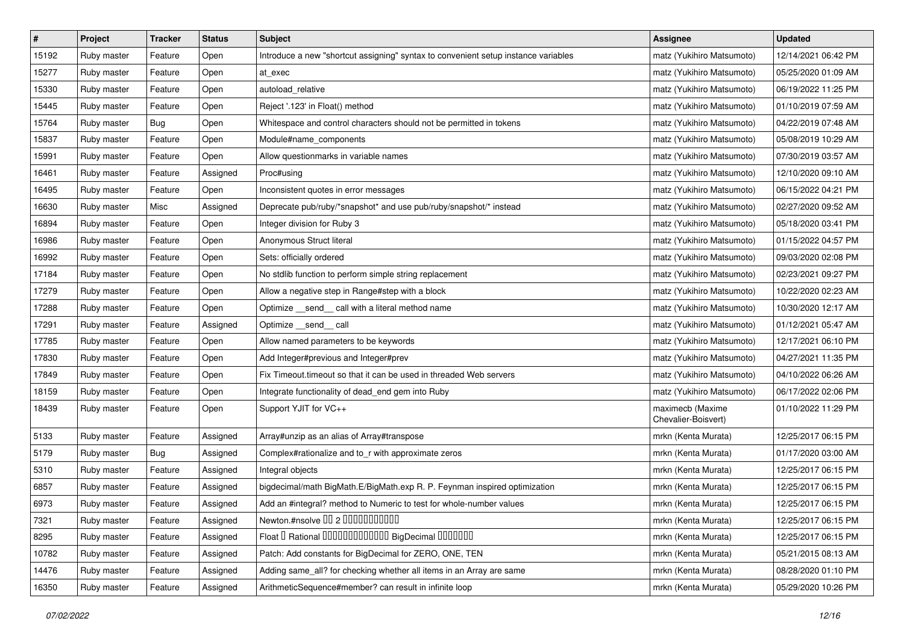| # | Project | Tracker | Status | Subject | Assignee | Updated |
|---|---|---|---|---|---|---|
| 15192 | Ruby master | Feature | Open | Introduce a new "shortcut assigning" syntax to convenient setup instance variables | matz (Yukihiro Matsumoto) | 12/14/2021 06:42 PM |
| 15277 | Ruby master | Feature | Open | at_exec | matz (Yukihiro Matsumoto) | 05/25/2020 01:09 AM |
| 15330 | Ruby master | Feature | Open | autoload_relative | matz (Yukihiro Matsumoto) | 06/19/2022 11:25 PM |
| 15445 | Ruby master | Feature | Open | Reject '.123' in Float() method | matz (Yukihiro Matsumoto) | 01/10/2019 07:59 AM |
| 15764 | Ruby master | Bug | Open | Whitespace and control characters should not be permitted in tokens | matz (Yukihiro Matsumoto) | 04/22/2019 07:48 AM |
| 15837 | Ruby master | Feature | Open | Module#name_components | matz (Yukihiro Matsumoto) | 05/08/2019 10:29 AM |
| 15991 | Ruby master | Feature | Open | Allow questionmarks in variable names | matz (Yukihiro Matsumoto) | 07/30/2019 03:57 AM |
| 16461 | Ruby master | Feature | Assigned | Proc#using | matz (Yukihiro Matsumoto) | 12/10/2020 09:10 AM |
| 16495 | Ruby master | Feature | Open | Inconsistent quotes in error messages | matz (Yukihiro Matsumoto) | 06/15/2022 04:21 PM |
| 16630 | Ruby master | Misc | Assigned | Deprecate pub/ruby/*snapshot* and use pub/ruby/snapshot/* instead | matz (Yukihiro Matsumoto) | 02/27/2020 09:52 AM |
| 16894 | Ruby master | Feature | Open | Integer division for Ruby 3 | matz (Yukihiro Matsumoto) | 05/18/2020 03:41 PM |
| 16986 | Ruby master | Feature | Open | Anonymous Struct literal | matz (Yukihiro Matsumoto) | 01/15/2022 04:57 PM |
| 16992 | Ruby master | Feature | Open | Sets: officially ordered | matz (Yukihiro Matsumoto) | 09/03/2020 02:08 PM |
| 17184 | Ruby master | Feature | Open | No stdlib function to perform simple string replacement | matz (Yukihiro Matsumoto) | 02/23/2021 09:27 PM |
| 17279 | Ruby master | Feature | Open | Allow a negative step in Range#step with a block | matz (Yukihiro Matsumoto) | 10/22/2020 02:23 AM |
| 17288 | Ruby master | Feature | Open | Optimize __send__ call with a literal method name | matz (Yukihiro Matsumoto) | 10/30/2020 12:17 AM |
| 17291 | Ruby master | Feature | Assigned | Optimize __send__ call | matz (Yukihiro Matsumoto) | 01/12/2021 05:47 AM |
| 17785 | Ruby master | Feature | Open | Allow named parameters to be keywords | matz (Yukihiro Matsumoto) | 12/17/2021 06:10 PM |
| 17830 | Ruby master | Feature | Open | Add Integer#previous and Integer#prev | matz (Yukihiro Matsumoto) | 04/27/2021 11:35 PM |
| 17849 | Ruby master | Feature | Open | Fix Timeout.timeout so that it can be used in threaded Web servers | matz (Yukihiro Matsumoto) | 04/10/2022 06:26 AM |
| 18159 | Ruby master | Feature | Open | Integrate functionality of dead_end gem into Ruby | matz (Yukihiro Matsumoto) | 06/17/2022 02:06 PM |
| 18439 | Ruby master | Feature | Open | Support YJIT for VC++ | maximecb (Maxime Chevalier-Boisvert) | 01/10/2022 11:29 PM |
| 5133 | Ruby master | Feature | Assigned | Array#unzip as an alias of Array#transpose | mrkn (Kenta Murata) | 12/25/2017 06:15 PM |
| 5179 | Ruby master | Bug | Assigned | Complex#rationalize and to_r with approximate zeros | mrkn (Kenta Murata) | 01/17/2020 03:00 AM |
| 5310 | Ruby master | Feature | Assigned | Integral objects | mrkn (Kenta Murata) | 12/25/2017 06:15 PM |
| 6857 | Ruby master | Feature | Assigned | bigdecimal/math BigMath.E/BigMath.exp R. P. Feynman inspired optimization | mrkn (Kenta Murata) | 12/25/2017 06:15 PM |
| 6973 | Ruby master | Feature | Assigned | Add an #integral? method to Numeric to test for whole-number values | mrkn (Kenta Murata) | 12/25/2017 06:15 PM |
| 7321 | Ruby master | Feature | Assigned | Newton.#nsolve �� 2 ����������� | mrkn (Kenta Murata) | 12/25/2017 06:15 PM |
| 8295 | Ruby master | Feature | Assigned | Float � Rational ������������� BigDecimal ������� | mrkn (Kenta Murata) | 12/25/2017 06:15 PM |
| 10782 | Ruby master | Feature | Assigned | Patch: Add constants for BigDecimal for ZERO, ONE, TEN | mrkn (Kenta Murata) | 05/21/2015 08:13 AM |
| 14476 | Ruby master | Feature | Assigned | Adding same_all? for checking whether all items in an Array are same | mrkn (Kenta Murata) | 08/28/2020 01:10 PM |
| 16350 | Ruby master | Feature | Assigned | ArithmeticSequence#member? can result in infinite loop | mrkn (Kenta Murata) | 05/29/2020 10:26 PM |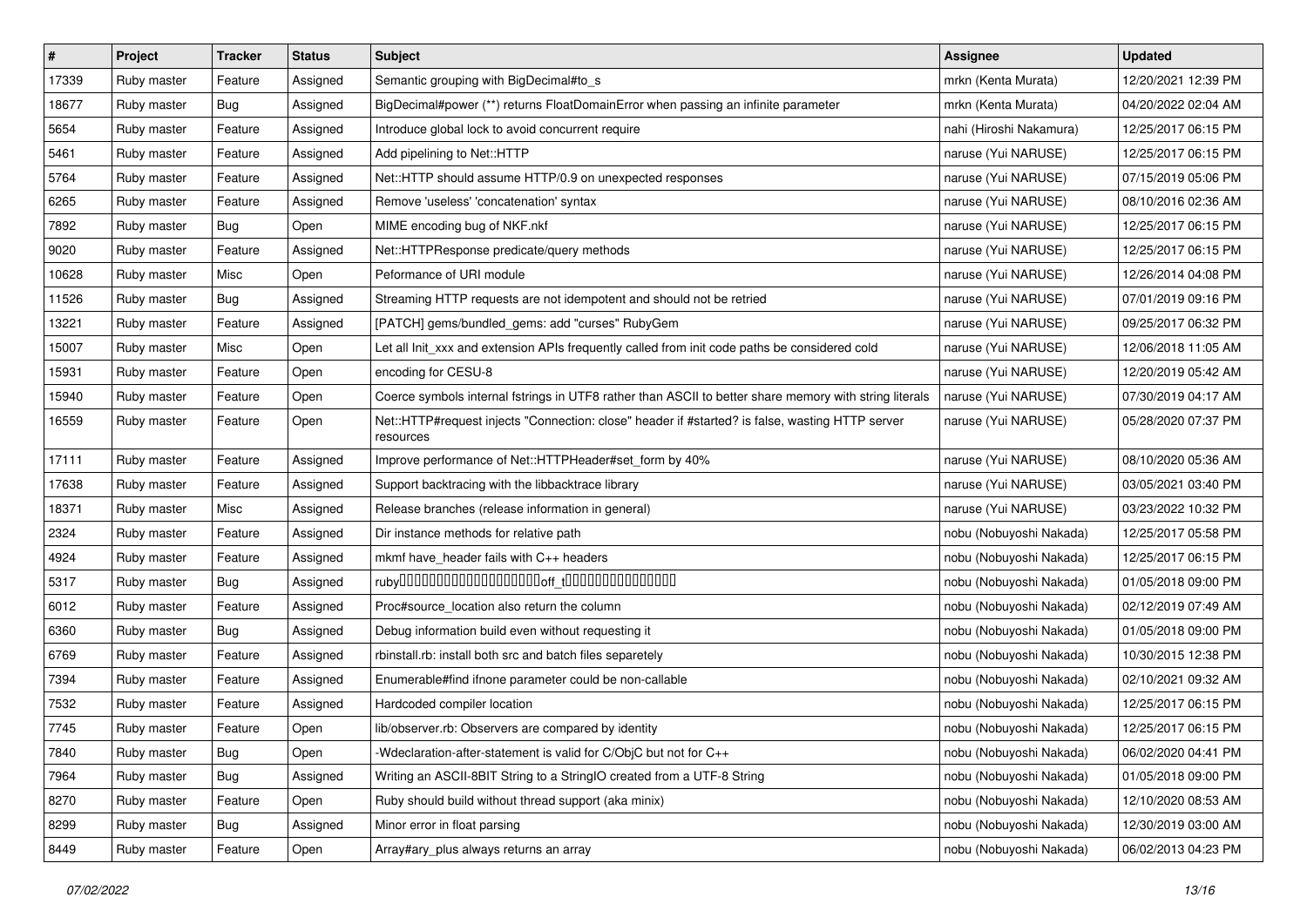| # | Project | Tracker | Status | Subject | Assignee | Updated |
|---|---|---|---|---|---|---|
| 17339 | Ruby master | Feature | Assigned | Semantic grouping with BigDecimal#to_s | mrkn (Kenta Murata) | 12/20/2021 12:39 PM |
| 18677 | Ruby master | Bug | Assigned | BigDecimal#power (**) returns FloatDomainError when passing an infinite parameter | mrkn (Kenta Murata) | 04/20/2022 02:04 AM |
| 5654 | Ruby master | Feature | Assigned | Introduce global lock to avoid concurrent require | nahi (Hiroshi Nakamura) | 12/25/2017 06:15 PM |
| 5461 | Ruby master | Feature | Assigned | Add pipelining to Net::HTTP | naruse (Yui NARUSE) | 12/25/2017 06:15 PM |
| 5764 | Ruby master | Feature | Assigned | Net::HTTP should assume HTTP/0.9 on unexpected responses | naruse (Yui NARUSE) | 07/15/2019 05:06 PM |
| 6265 | Ruby master | Feature | Assigned | Remove 'useless' 'concatenation' syntax | naruse (Yui NARUSE) | 08/10/2016 02:36 AM |
| 7892 | Ruby master | Bug | Open | MIME encoding bug of NKF.nkf | naruse (Yui NARUSE) | 12/25/2017 06:15 PM |
| 9020 | Ruby master | Feature | Assigned | Net::HTTPResponse predicate/query methods | naruse (Yui NARUSE) | 12/25/2017 06:15 PM |
| 10628 | Ruby master | Misc | Open | Peformance of URI module | naruse (Yui NARUSE) | 12/26/2014 04:08 PM |
| 11526 | Ruby master | Bug | Assigned | Streaming HTTP requests are not idempotent and should not be retried | naruse (Yui NARUSE) | 07/01/2019 09:16 PM |
| 13221 | Ruby master | Feature | Assigned | [PATCH] gems/bundled_gems: add "curses" RubyGem | naruse (Yui NARUSE) | 09/25/2017 06:32 PM |
| 15007 | Ruby master | Misc | Open | Let all Init_xxx and extension APIs frequently called from init code paths be considered cold | naruse (Yui NARUSE) | 12/06/2018 11:05 AM |
| 15931 | Ruby master | Feature | Open | encoding for CESU-8 | naruse (Yui NARUSE) | 12/20/2019 05:42 AM |
| 15940 | Ruby master | Feature | Open | Coerce symbols internal fstrings in UTF8 rather than ASCII to better share memory with string literals | naruse (Yui NARUSE) | 07/30/2019 04:17 AM |
| 16559 | Ruby master | Feature | Open | Net::HTTP#request injects "Connection: close" header if #started? is false, wasting HTTP server resources | naruse (Yui NARUSE) | 05/28/2020 07:37 PM |
| 17111 | Ruby master | Feature | Assigned | Improve performance of Net::HTTPHeader#set_form by 40% | naruse (Yui NARUSE) | 08/10/2020 05:36 AM |
| 17638 | Ruby master | Feature | Assigned | Support backtracing with the libbacktrace library | naruse (Yui NARUSE) | 03/05/2021 03:40 PM |
| 18371 | Ruby master | Misc | Assigned | Release branches (release information in general) | naruse (Yui NARUSE) | 03/23/2022 10:32 PM |
| 2324 | Ruby master | Feature | Assigned | Dir instance methods for relative path | nobu (Nobuyoshi Nakada) | 12/25/2017 05:58 PM |
| 4924 | Ruby master | Feature | Assigned | mkmf have_header fails with C++ headers | nobu (Nobuyoshi Nakada) | 12/25/2017 06:15 PM |
| 5317 | Ruby master | Bug | Assigned | ruby□□□□□□□□□□□□□□□□□□□off_t□□□□□□□□□□□□□□□ | nobu (Nobuyoshi Nakada) | 01/05/2018 09:00 PM |
| 6012 | Ruby master | Feature | Assigned | Proc#source_location also return the column | nobu (Nobuyoshi Nakada) | 02/12/2019 07:49 AM |
| 6360 | Ruby master | Bug | Assigned | Debug information build even without requesting it | nobu (Nobuyoshi Nakada) | 01/05/2018 09:00 PM |
| 6769 | Ruby master | Feature | Assigned | rbinstall.rb: install both src and batch files separetely | nobu (Nobuyoshi Nakada) | 10/30/2015 12:38 PM |
| 7394 | Ruby master | Feature | Assigned | Enumerable#find ifnone parameter could be non-callable | nobu (Nobuyoshi Nakada) | 02/10/2021 09:32 AM |
| 7532 | Ruby master | Feature | Assigned | Hardcoded compiler location | nobu (Nobuyoshi Nakada) | 12/25/2017 06:15 PM |
| 7745 | Ruby master | Feature | Open | lib/observer.rb: Observers are compared by identity | nobu (Nobuyoshi Nakada) | 12/25/2017 06:15 PM |
| 7840 | Ruby master | Bug | Open | -Wdeclaration-after-statement is valid for C/ObjC but not for C++ | nobu (Nobuyoshi Nakada) | 06/02/2020 04:41 PM |
| 7964 | Ruby master | Bug | Assigned | Writing an ASCII-8BIT String to a StringIO created from a UTF-8 String | nobu (Nobuyoshi Nakada) | 01/05/2018 09:00 PM |
| 8270 | Ruby master | Feature | Open | Ruby should build without thread support (aka minix) | nobu (Nobuyoshi Nakada) | 12/10/2020 08:53 AM |
| 8299 | Ruby master | Bug | Assigned | Minor error in float parsing | nobu (Nobuyoshi Nakada) | 12/30/2019 03:00 AM |
| 8449 | Ruby master | Feature | Open | Array#ary_plus always returns an array | nobu (Nobuyoshi Nakada) | 06/02/2013 04:23 PM |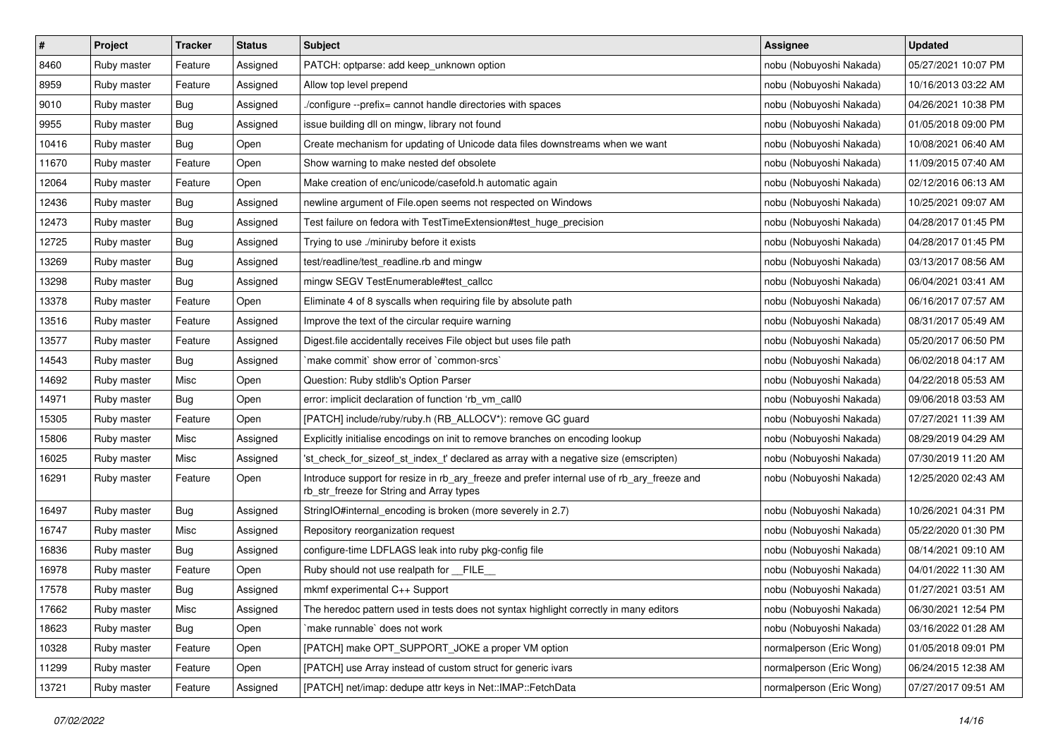| # | Project | Tracker | Status | Subject | Assignee | Updated |
|---|---|---|---|---|---|---|
| 8460 | Ruby master | Feature | Assigned | PATCH: optparse: add keep_unknown option | nobu (Nobuyoshi Nakada) | 05/27/2021 10:07 PM |
| 8959 | Ruby master | Feature | Assigned | Allow top level prepend | nobu (Nobuyoshi Nakada) | 10/16/2013 03:22 AM |
| 9010 | Ruby master | Bug | Assigned | ./configure --prefix= cannot handle directories with spaces | nobu (Nobuyoshi Nakada) | 04/26/2021 10:38 PM |
| 9955 | Ruby master | Bug | Assigned | issue building dll on mingw, library not found | nobu (Nobuyoshi Nakada) | 01/05/2018 09:00 PM |
| 10416 | Ruby master | Bug | Open | Create mechanism for updating of Unicode data files downstreams when we want | nobu (Nobuyoshi Nakada) | 10/08/2021 06:40 AM |
| 11670 | Ruby master | Feature | Open | Show warning to make nested def obsolete | nobu (Nobuyoshi Nakada) | 11/09/2015 07:40 AM |
| 12064 | Ruby master | Feature | Open | Make creation of enc/unicode/casefold.h automatic again | nobu (Nobuyoshi Nakada) | 02/12/2016 06:13 AM |
| 12436 | Ruby master | Bug | Assigned | newline argument of File.open seems not respected on Windows | nobu (Nobuyoshi Nakada) | 10/25/2021 09:07 AM |
| 12473 | Ruby master | Bug | Assigned | Test failure on fedora with TestTimeExtension#test_huge_precision | nobu (Nobuyoshi Nakada) | 04/28/2017 01:45 PM |
| 12725 | Ruby master | Bug | Assigned | Trying to use ./miniruby before it exists | nobu (Nobuyoshi Nakada) | 04/28/2017 01:45 PM |
| 13269 | Ruby master | Bug | Assigned | test/readline/test_readline.rb and mingw | nobu (Nobuyoshi Nakada) | 03/13/2017 08:56 AM |
| 13298 | Ruby master | Bug | Assigned | mingw SEGV TestEnumerable#test_callcc | nobu (Nobuyoshi Nakada) | 06/04/2021 03:41 AM |
| 13378 | Ruby master | Feature | Open | Eliminate 4 of 8 syscalls when requiring file by absolute path | nobu (Nobuyoshi Nakada) | 06/16/2017 07:57 AM |
| 13516 | Ruby master | Feature | Assigned | Improve the text of the circular require warning | nobu (Nobuyoshi Nakada) | 08/31/2017 05:49 AM |
| 13577 | Ruby master | Feature | Assigned | Digest.file accidentally receives File object but uses file path | nobu (Nobuyoshi Nakada) | 05/20/2017 06:50 PM |
| 14543 | Ruby master | Bug | Assigned | `make commit` show error of `common-srcs` | nobu (Nobuyoshi Nakada) | 06/02/2018 04:17 AM |
| 14692 | Ruby master | Misc | Open | Question: Ruby stdlib's Option Parser | nobu (Nobuyoshi Nakada) | 04/22/2018 05:53 AM |
| 14971 | Ruby master | Bug | Open | error: implicit declaration of function ‘rb_vm_call0 | nobu (Nobuyoshi Nakada) | 09/06/2018 03:53 AM |
| 15305 | Ruby master | Feature | Open | [PATCH] include/ruby/ruby.h (RB_ALLOCV*): remove GC guard | nobu (Nobuyoshi Nakada) | 07/27/2021 11:39 AM |
| 15806 | Ruby master | Misc | Assigned | Explicitly initialise encodings on init to remove branches on encoding lookup | nobu (Nobuyoshi Nakada) | 08/29/2019 04:29 AM |
| 16025 | Ruby master | Misc | Assigned | 'st_check_for_sizeof_st_index_t' declared as array with a negative size (emscripten) | nobu (Nobuyoshi Nakada) | 07/30/2019 11:20 AM |
| 16291 | Ruby master | Feature | Open | Introduce support for resize in rb_ary_freeze and prefer internal use of rb_ary_freeze and rb_str_freeze for String and Array types | nobu (Nobuyoshi Nakada) | 12/25/2020 02:43 AM |
| 16497 | Ruby master | Bug | Assigned | StringIO#internal_encoding is broken (more severely in 2.7) | nobu (Nobuyoshi Nakada) | 10/26/2021 04:31 PM |
| 16747 | Ruby master | Misc | Assigned | Repository reorganization request | nobu (Nobuyoshi Nakada) | 05/22/2020 01:30 PM |
| 16836 | Ruby master | Bug | Assigned | configure-time LDFLAGS leak into ruby pkg-config file | nobu (Nobuyoshi Nakada) | 08/14/2021 09:10 AM |
| 16978 | Ruby master | Feature | Open | Ruby should not use realpath for __FILE__ | nobu (Nobuyoshi Nakada) | 04/01/2022 11:30 AM |
| 17578 | Ruby master | Bug | Assigned | mkmf experimental C++ Support | nobu (Nobuyoshi Nakada) | 01/27/2021 03:51 AM |
| 17662 | Ruby master | Misc | Assigned | The heredoc pattern used in tests does not syntax highlight correctly in many editors | nobu (Nobuyoshi Nakada) | 06/30/2021 12:54 PM |
| 18623 | Ruby master | Bug | Open | `make runnable` does not work | nobu (Nobuyoshi Nakada) | 03/16/2022 01:28 AM |
| 10328 | Ruby master | Feature | Open | [PATCH] make OPT_SUPPORT_JOKE a proper VM option | normalperson (Eric Wong) | 01/05/2018 09:01 PM |
| 11299 | Ruby master | Feature | Open | [PATCH] use Array instead of custom struct for generic ivars | normalperson (Eric Wong) | 06/24/2015 12:38 AM |
| 13721 | Ruby master | Feature | Assigned | [PATCH] net/imap: dedupe attr keys in Net::IMAP::FetchData | normalperson (Eric Wong) | 07/27/2017 09:51 AM |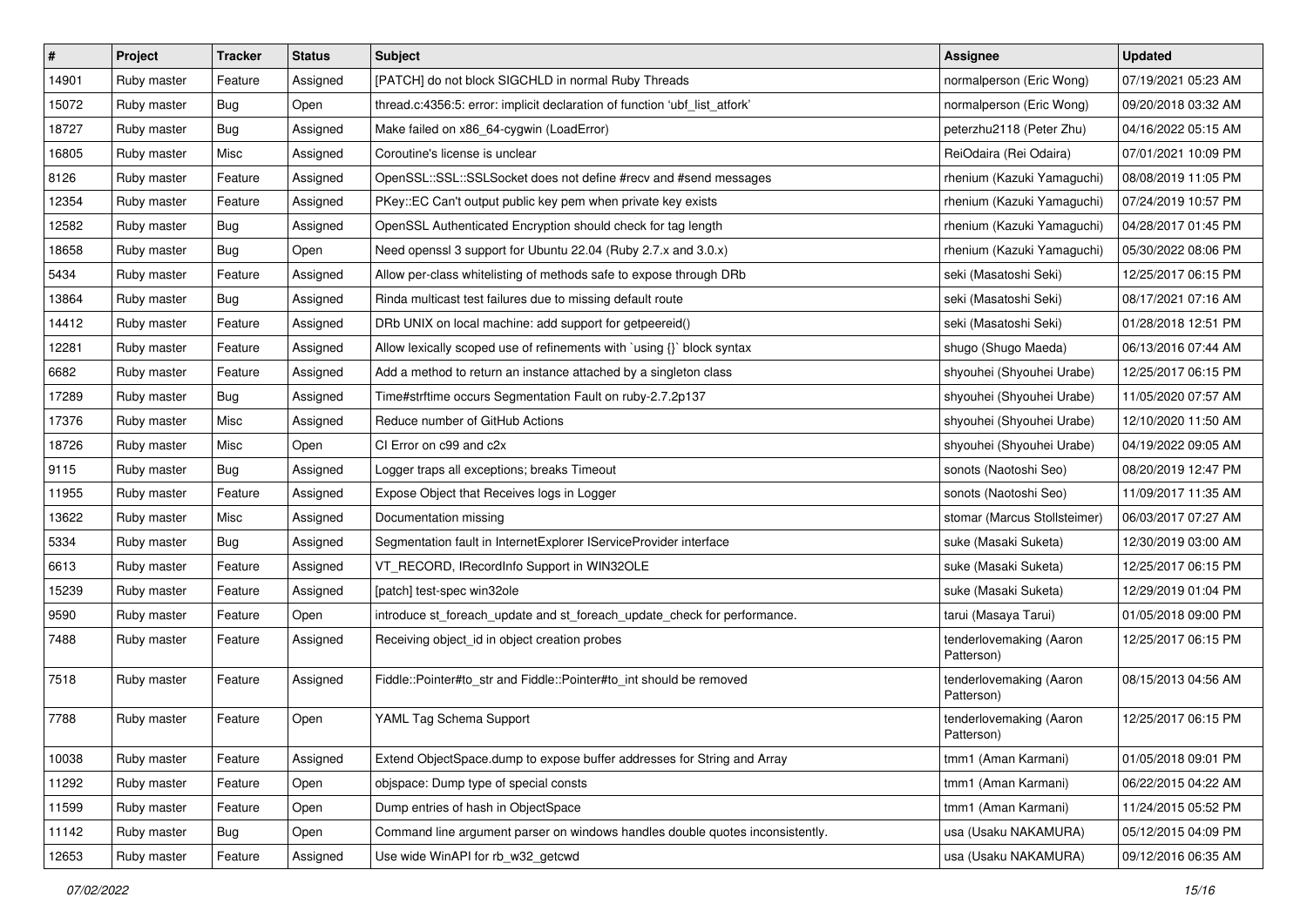| # | Project | Tracker | Status | Subject | Assignee | Updated |
|---|---|---|---|---|---|---|
| 14901 | Ruby master | Feature | Assigned | [PATCH] do not block SIGCHLD in normal Ruby Threads | normalperson (Eric Wong) | 07/19/2021 05:23 AM |
| 15072 | Ruby master | Bug | Open | thread.c:4356:5: error: implicit declaration of function 'ubf_list_atfork' | normalperson (Eric Wong) | 09/20/2018 03:32 AM |
| 18727 | Ruby master | Bug | Assigned | Make failed on x86_64-cygwin (LoadError) | peterzhu2118 (Peter Zhu) | 04/16/2022 05:15 AM |
| 16805 | Ruby master | Misc | Assigned | Coroutine's license is unclear | ReiOdaira (Rei Odaira) | 07/01/2021 10:09 PM |
| 8126 | Ruby master | Feature | Assigned | OpenSSL::SSL::SSLSocket does not define #recv and #send messages | rhenium (Kazuki Yamaguchi) | 08/08/2019 11:05 PM |
| 12354 | Ruby master | Feature | Assigned | PKey::EC Can't output public key pem when private key exists | rhenium (Kazuki Yamaguchi) | 07/24/2019 10:57 PM |
| 12582 | Ruby master | Bug | Assigned | OpenSSL Authenticated Encryption should check for tag length | rhenium (Kazuki Yamaguchi) | 04/28/2017 01:45 PM |
| 18658 | Ruby master | Bug | Open | Need openssl 3 support for Ubuntu 22.04 (Ruby 2.7.x and 3.0.x) | rhenium (Kazuki Yamaguchi) | 05/30/2022 08:06 PM |
| 5434 | Ruby master | Feature | Assigned | Allow per-class whitelisting of methods safe to expose through DRb | seki (Masatoshi Seki) | 12/25/2017 06:15 PM |
| 13864 | Ruby master | Bug | Assigned | Rinda multicast test failures due to missing default route | seki (Masatoshi Seki) | 08/17/2021 07:16 AM |
| 14412 | Ruby master | Feature | Assigned | DRb UNIX on local machine: add support for getpeereid() | seki (Masatoshi Seki) | 01/28/2018 12:51 PM |
| 12281 | Ruby master | Feature | Assigned | Allow lexically scoped use of refinements with `using {}` block syntax | shugo (Shugo Maeda) | 06/13/2016 07:44 AM |
| 6682 | Ruby master | Feature | Assigned | Add a method to return an instance attached by a singleton class | shyouhei (Shyouhei Urabe) | 12/25/2017 06:15 PM |
| 17289 | Ruby master | Bug | Assigned | Time#strftime occurs Segmentation Fault on ruby-2.7.2p137 | shyouhei (Shyouhei Urabe) | 11/05/2020 07:57 AM |
| 17376 | Ruby master | Misc | Assigned | Reduce number of GitHub Actions | shyouhei (Shyouhei Urabe) | 12/10/2020 11:50 AM |
| 18726 | Ruby master | Misc | Open | CI Error on c99 and c2x | shyouhei (Shyouhei Urabe) | 04/19/2022 09:05 AM |
| 9115 | Ruby master | Bug | Assigned | Logger traps all exceptions; breaks Timeout | sonots (Naotoshi Seo) | 08/20/2019 12:47 PM |
| 11955 | Ruby master | Feature | Assigned | Expose Object that Receives logs in Logger | sonots (Naotoshi Seo) | 11/09/2017 11:35 AM |
| 13622 | Ruby master | Misc | Assigned | Documentation missing | stomar (Marcus Stollsteimer) | 06/03/2017 07:27 AM |
| 5334 | Ruby master | Bug | Assigned | Segmentation fault in InternetExplorer IServiceProvider interface | suke (Masaki Suketa) | 12/30/2019 03:00 AM |
| 6613 | Ruby master | Feature | Assigned | VT_RECORD, IRecordInfo Support in WIN32OLE | suke (Masaki Suketa) | 12/25/2017 06:15 PM |
| 15239 | Ruby master | Feature | Assigned | [patch] test-spec win32ole | suke (Masaki Suketa) | 12/29/2019 01:04 PM |
| 9590 | Ruby master | Feature | Open | introduce st_foreach_update and st_foreach_update_check for performance. | tarui (Masaya Tarui) | 01/05/2018 09:00 PM |
| 7488 | Ruby master | Feature | Assigned | Receiving object_id in object creation probes | tenderlovemaking (Aaron Patterson) | 12/25/2017 06:15 PM |
| 7518 | Ruby master | Feature | Assigned | Fiddle::Pointer#to_str and Fiddle::Pointer#to_int should be removed | tenderlovemaking (Aaron Patterson) | 08/15/2013 04:56 AM |
| 7788 | Ruby master | Feature | Open | YAML Tag Schema Support | tenderlovemaking (Aaron Patterson) | 12/25/2017 06:15 PM |
| 10038 | Ruby master | Feature | Assigned | Extend ObjectSpace.dump to expose buffer addresses for String and Array | tmm1 (Aman Karmani) | 01/05/2018 09:01 PM |
| 11292 | Ruby master | Feature | Open | objspace: Dump type of special consts | tmm1 (Aman Karmani) | 06/22/2015 04:22 AM |
| 11599 | Ruby master | Feature | Open | Dump entries of hash in ObjectSpace | tmm1 (Aman Karmani) | 11/24/2015 05:52 PM |
| 11142 | Ruby master | Bug | Open | Command line argument parser on windows handles double quotes inconsistently. | usa (Usaku NAKAMURA) | 05/12/2015 04:09 PM |
| 12653 | Ruby master | Feature | Assigned | Use wide WinAPI for rb_w32_getcwd | usa (Usaku NAKAMURA) | 09/12/2016 06:35 AM |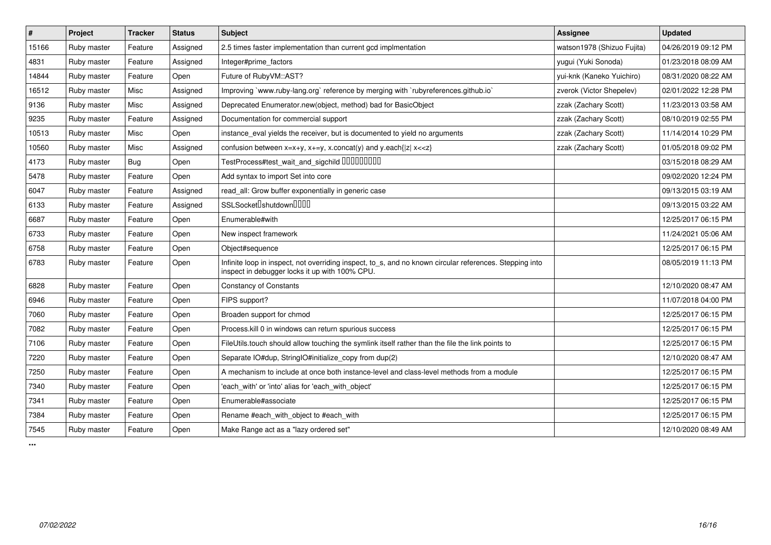| # | Project | Tracker | Status | Subject | Assignee | Updated |
|---|---|---|---|---|---|---|
| 15166 | Ruby master | Feature | Assigned | 2.5 times faster implementation than current gcd implmentation | watson1978 (Shizuo Fujita) | 04/26/2019 09:12 PM |
| 4831 | Ruby master | Feature | Assigned | Integer#prime_factors | yugui (Yuki Sonoda) | 01/23/2018 08:09 AM |
| 14844 | Ruby master | Feature | Open | Future of RubyVM::AST? | yui-knk (Kaneko Yuichiro) | 08/31/2020 08:22 AM |
| 16512 | Ruby master | Misc | Assigned | Improving `www.ruby-lang.org` reference by merging with `rubyreferences.github.io` | zverok (Victor Shepelev) | 02/01/2022 12:28 PM |
| 9136 | Ruby master | Misc | Assigned | Deprecated Enumerator.new(object, method) bad for BasicObject | zzak (Zachary Scott) | 11/23/2013 03:58 AM |
| 9235 | Ruby master | Feature | Assigned | Documentation for commercial support | zzak (Zachary Scott) | 08/10/2019 02:55 PM |
| 10513 | Ruby master | Misc | Open | instance_eval yields the receiver, but is documented to yield no arguments | zzak (Zachary Scott) | 11/14/2014 10:29 PM |
| 10560 | Ruby master | Misc | Assigned | confusion between x=x+y, x+=y, x.concat(y) and y.each{\|z\| x<<z} | zzak (Zachary Scott) | 01/05/2018 09:02 PM |
| 4173 | Ruby master | Bug | Open | TestProcess#test_wait_and_sigchild ��������� | | 03/15/2018 08:29 AM |
| 5478 | Ruby master | Feature | Open | Add syntax to import Set into core | | 09/02/2020 12:24 PM |
| 6047 | Ruby master | Feature | Assigned | read_all: Grow buffer exponentially in generic case | | 09/13/2015 03:19 AM |
| 6133 | Ruby master | Feature | Assigned | SSLSocket�shutdown���� | | 09/13/2015 03:22 AM |
| 6687 | Ruby master | Feature | Open | Enumerable#with | | 12/25/2017 06:15 PM |
| 6733 | Ruby master | Feature | Open | New inspect framework | | 11/24/2021 05:06 AM |
| 6758 | Ruby master | Feature | Open | Object#sequence | | 12/25/2017 06:15 PM |
| 6783 | Ruby master | Feature | Open | Infinite loop in inspect, not overriding inspect, to_s, and no known circular references. Stepping into inspect in debugger locks it up with 100% CPU. | | 08/05/2019 11:13 PM |
| 6828 | Ruby master | Feature | Open | Constancy of Constants | | 12/10/2020 08:47 AM |
| 6946 | Ruby master | Feature | Open | FIPS support? | | 11/07/2018 04:00 PM |
| 7060 | Ruby master | Feature | Open | Broaden support for chmod | | 12/25/2017 06:15 PM |
| 7082 | Ruby master | Feature | Open | Process.kill 0 in windows can return spurious success | | 12/25/2017 06:15 PM |
| 7106 | Ruby master | Feature | Open | FileUtils.touch should allow touching the symlink itself rather than the file the link points to | | 12/25/2017 06:15 PM |
| 7220 | Ruby master | Feature | Open | Separate IO#dup, StringIO#initialize_copy from dup(2) | | 12/10/2020 08:47 AM |
| 7250 | Ruby master | Feature | Open | A mechanism to include at once both instance-level and class-level methods from a module | | 12/25/2017 06:15 PM |
| 7340 | Ruby master | Feature | Open | 'each_with' or 'into' alias for 'each_with_object' | | 12/25/2017 06:15 PM |
| 7341 | Ruby master | Feature | Open | Enumerable#associate | | 12/25/2017 06:15 PM |
| 7384 | Ruby master | Feature | Open | Rename #each_with_object to #each_with | | 12/25/2017 06:15 PM |
| 7545 | Ruby master | Feature | Open | Make Range act as a "lazy ordered set" | | 12/10/2020 08:49 AM |

...